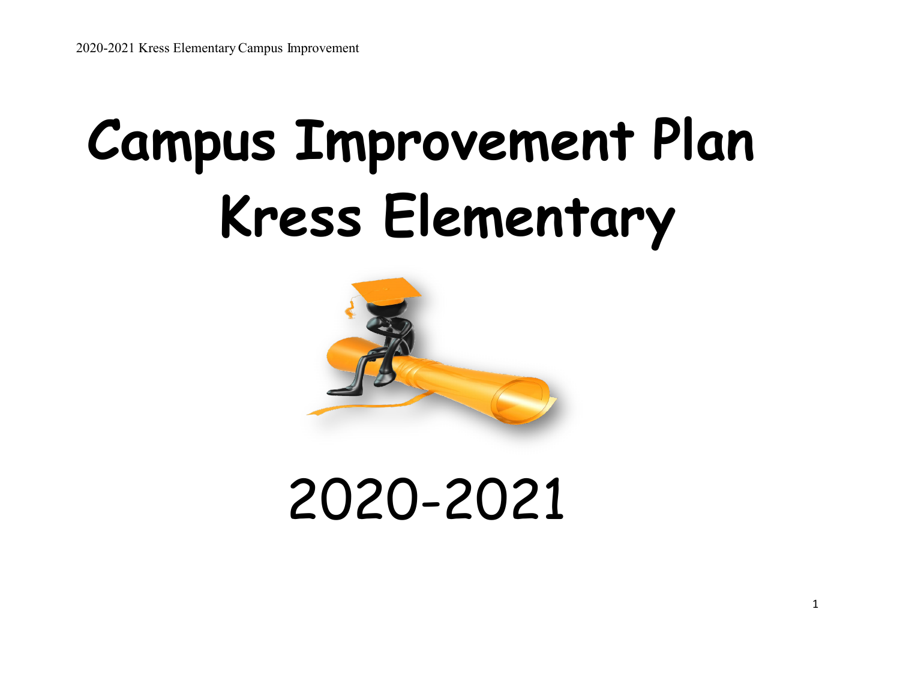# Campus Improvement Plan
# Kress Elementary

# 2020-2021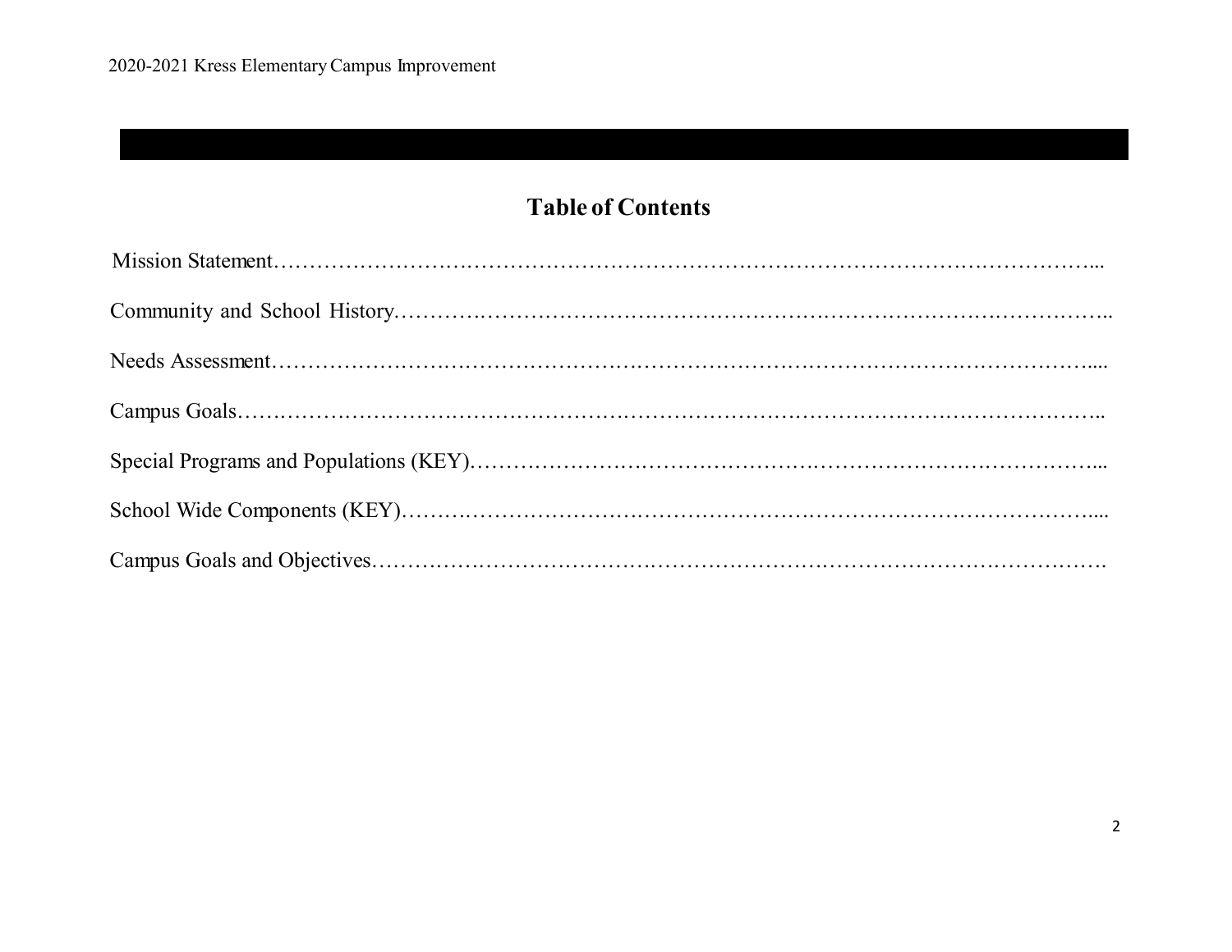## Table of Contents

Mission Statement……………………………………………………………………………………………...

Community and School History………………………………………………………………………………..

Needs Assessment……………………………………………………………………………………………....

Campus Goals…………………………………………………………………………………………………..

Special Programs and Populations (KEY)……………………………………………………………………...

School Wide Components (KEY)……………………………………………………………………………....

Campus Goals and Objectives…………………………………………………………………………………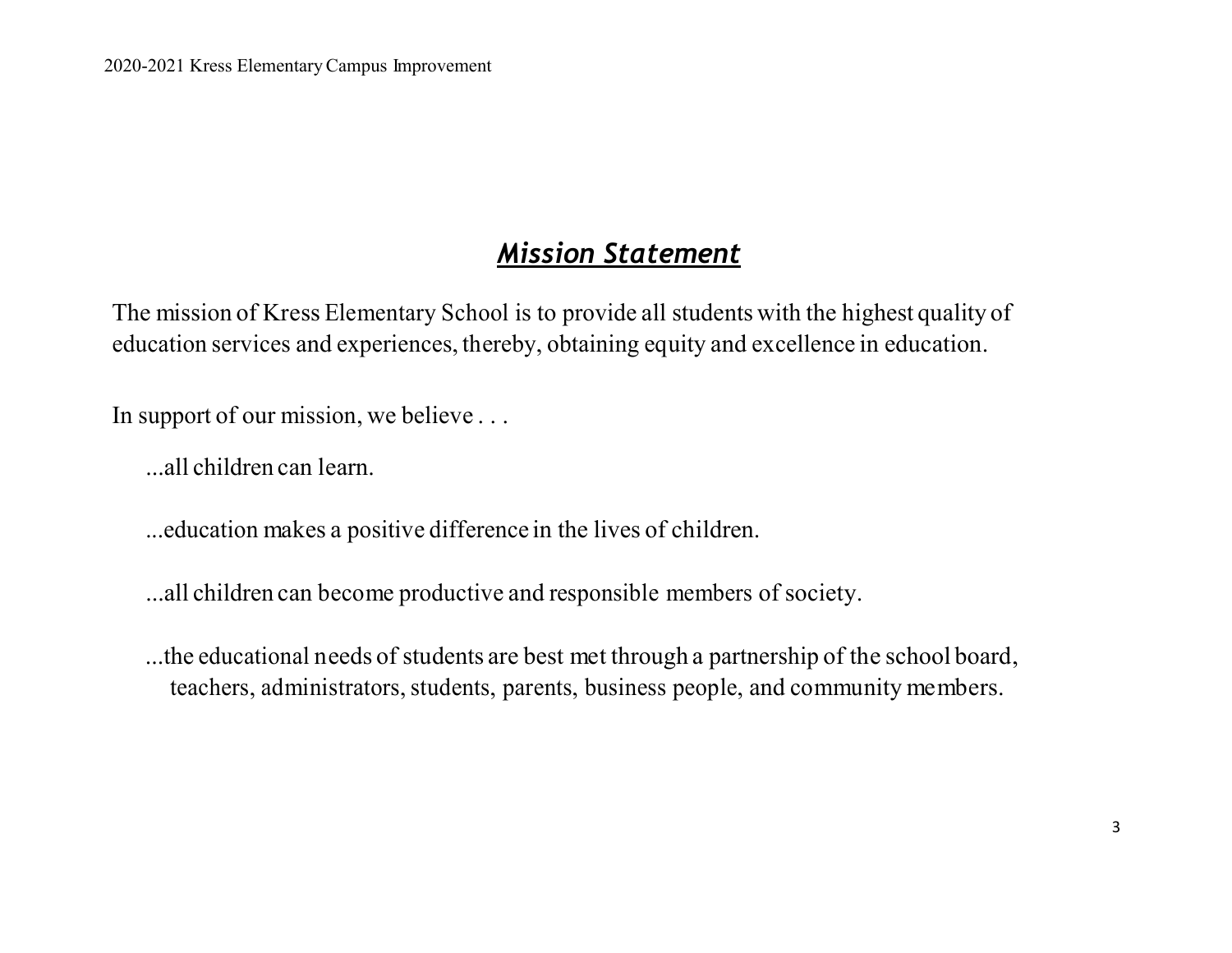## ***Mission Statement***

The mission of Kress Elementary School is to provide all students with the highest quality of education services and experiences, thereby, obtaining equity and excellence in education.

In support of our mission, we believe . . .

...all children can learn.

...education makes a positive difference in the lives of children.

...all children can become productive and responsible members of society.

...the educational needs of students are best met through a partnership of the school board, teachers, administrators, students, parents, business people, and community members.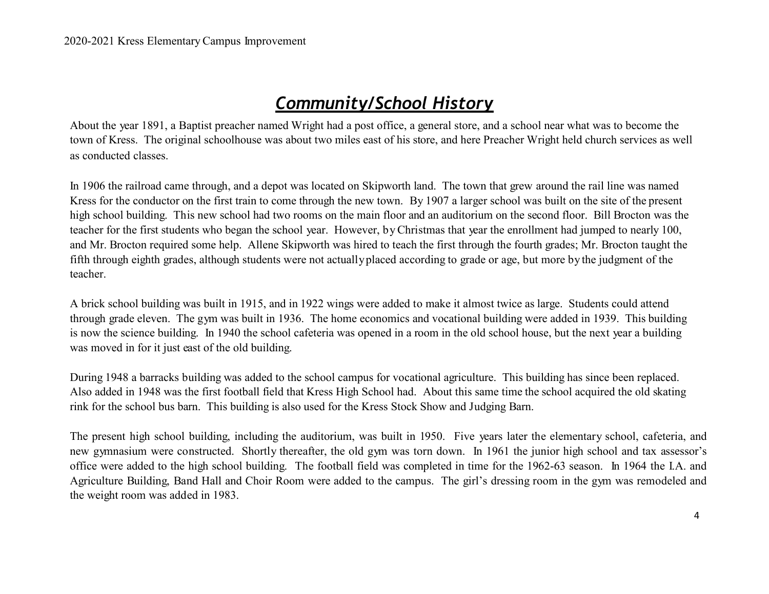# *Community/School History*

About the year 1891, a Baptist preacher named Wright had a post office, a general store, and a school near what was to become the town of Kress. The original schoolhouse was about two miles east of his store, and here Preacher Wright held church services as well as conducted classes.

In 1906 the railroad came through, and a depot was located on Skipworth land. The town that grew around the rail line was named Kress for the conductor on the first train to come through the new town. By 1907 a larger school was built on the site of the present high school building. This new school had two rooms on the main floor and an auditorium on the second floor. Bill Brocton was the teacher for the first students who began the school year. However, by Christmas that year the enrollment had jumped to nearly 100, and Mr. Brocton required some help. Allene Skipworth was hired to teach the first through the fourth grades; Mr. Brocton taught the fifth through eighth grades, although students were not actually placed according to grade or age, but more by the judgment of the teacher.

A brick school building was built in 1915, and in 1922 wings were added to make it almost twice as large. Students could attend through grade eleven. The gym was built in 1936. The home economics and vocational building were added in 1939. This building is now the science building. In 1940 the school cafeteria was opened in a room in the old school house, but the next year a building was moved in for it just east of the old building.

During 1948 a barracks building was added to the school campus for vocational agriculture. This building has since been replaced. Also added in 1948 was the first football field that Kress High School had. About this same time the school acquired the old skating rink for the school bus barn. This building is also used for the Kress Stock Show and Judging Barn.

The present high school building, including the auditorium, was built in 1950. Five years later the elementary school, cafeteria, and new gymnasium were constructed. Shortly thereafter, the old gym was torn down. In 1961 the junior high school and tax assessor's office were added to the high school building. The football field was completed in time for the 1962-63 season. In 1964 the I.A. and Agriculture Building, Band Hall and Choir Room were added to the campus. The girl's dressing room in the gym was remodeled and the weight room was added in 1983.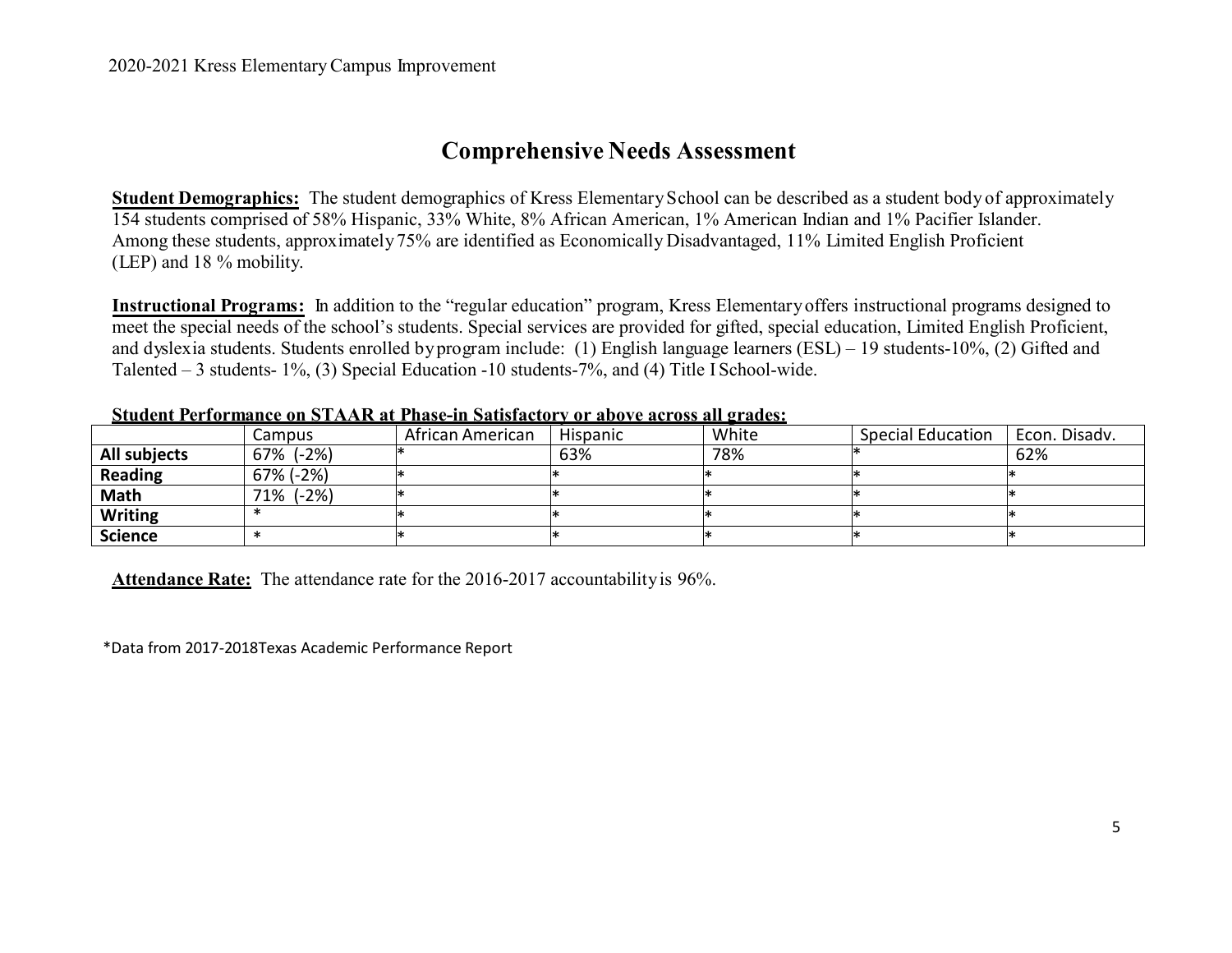# Comprehensive Needs Assessment

**Student Demographics:** The student demographics of Kress Elementary School can be described as a student body of approximately 154 students comprised of 58% Hispanic, 33% White, 8% African American, 1% American Indian and 1% Pacifier Islander. Among these students, approximately 75% are identified as Economically Disadvantaged, 11% Limited English Proficient (LEP) and 18 % mobility.

**Instructional Programs:** In addition to the "regular education" program, Kress Elementary offers instructional programs designed to meet the special needs of the school's students. Special services are provided for gifted, special education, Limited English Proficient, and dyslexia students. Students enrolled by program include: (1) English language learners (ESL) – 19 students-10%, (2) Gifted and Talented – 3 students- 1%, (3) Special Education -10 students-7%, and (4) Title I School-wide.

**Student Performance on STAAR at Phase-in Satisfactory or above across all grades:**

| | Campus | African American | Hispanic | White | Special Education | Econ. Disadv. |
|---|---|---|---|---|---|---|
| **All subjects** | 67% (-2%) | * | 63% | 78% | * | 62% |
| **Reading** | 67% (-2%) | * | * | * | * | * |
| **Math** | 71% (-2%) | * | * | * | * | * |
| **Writing** | * | * | * | * | * | * |
| **Science** | * | * | * | * | * | * |

**Attendance Rate:** The attendance rate for the 2016-2017 accountability is 96%.

*Data from 2017-2018Texas Academic Performance Report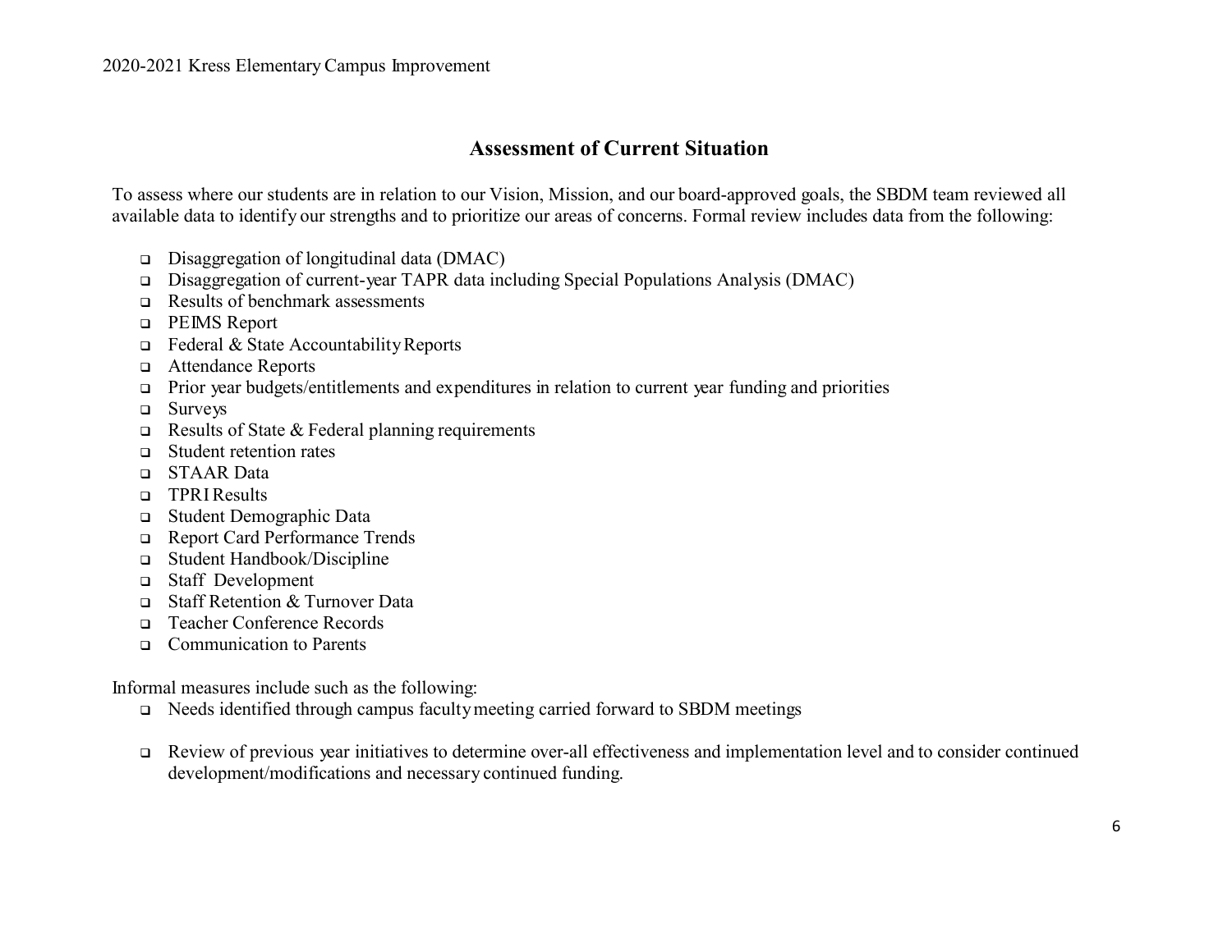## Assessment of Current Situation

To assess where our students are in relation to our Vision, Mission, and our board-approved goals, the SBDM team reviewed all available data to identify our strengths and to prioritize our areas of concerns. Formal review includes data from the following:

- Disaggregation of longitudinal data (DMAC)
- Disaggregation of current-year TAPR data including Special Populations Analysis (DMAC)
- Results of benchmark assessments
- PEIMS Report
- Federal & State Accountability Reports
- Attendance Reports
- Prior year budgets/entitlements and expenditures in relation to current year funding and priorities
- Surveys
- Results of State & Federal planning requirements
- Student retention rates
- STAAR Data
- TPRI Results
- Student Demographic Data
- Report Card Performance Trends
- Student Handbook/Discipline
- Staff Development
- Staff Retention & Turnover Data
- Teacher Conference Records
- Communication to Parents

Informal measures include such as the following:

- Needs identified through campus faculty meeting carried forward to SBDM meetings
- Review of previous year initiatives to determine over-all effectiveness and implementation level and to consider continued development/modifications and necessary continued funding.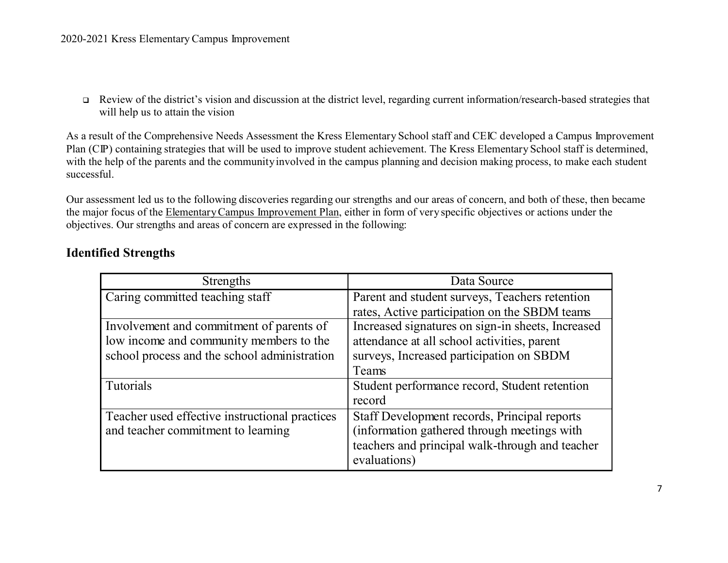- Review of the district's vision and discussion at the district level, regarding current information/research-based strategies that will help us to attain the vision

As a result of the Comprehensive Needs Assessment the Kress Elementary School staff and CEIC developed a Campus Improvement Plan (CIP) containing strategies that will be used to improve student achievement. The Kress Elementary School staff is determined, with the help of the parents and the community involved in the campus planning and decision making process, to make each student successful.

Our assessment led us to the following discoveries regarding our strengths and our areas of concern, and both of these, then became the major focus of the Elementary Campus Improvement Plan, either in form of very specific objectives or actions under the objectives. Our strengths and areas of concern are expressed in the following:

## Identified Strengths

| Strengths | Data Source |
|---|---|
| Caring committed teaching staff | Parent and student surveys, Teachers retention rates, Active participation on the SBDM teams |
| Involvement and commitment of parents of low income and community members to the school process and the school administration | Increased signatures on sign-in sheets, Increased attendance at all school activities, parent surveys, Increased participation on SBDM Teams |
| Tutorials | Student performance record, Student retention record |
| Teacher used effective instructional practices and teacher commitment to learning | Staff Development records, Principal reports (information gathered through meetings with teachers and principal walk-through and teacher evaluations) |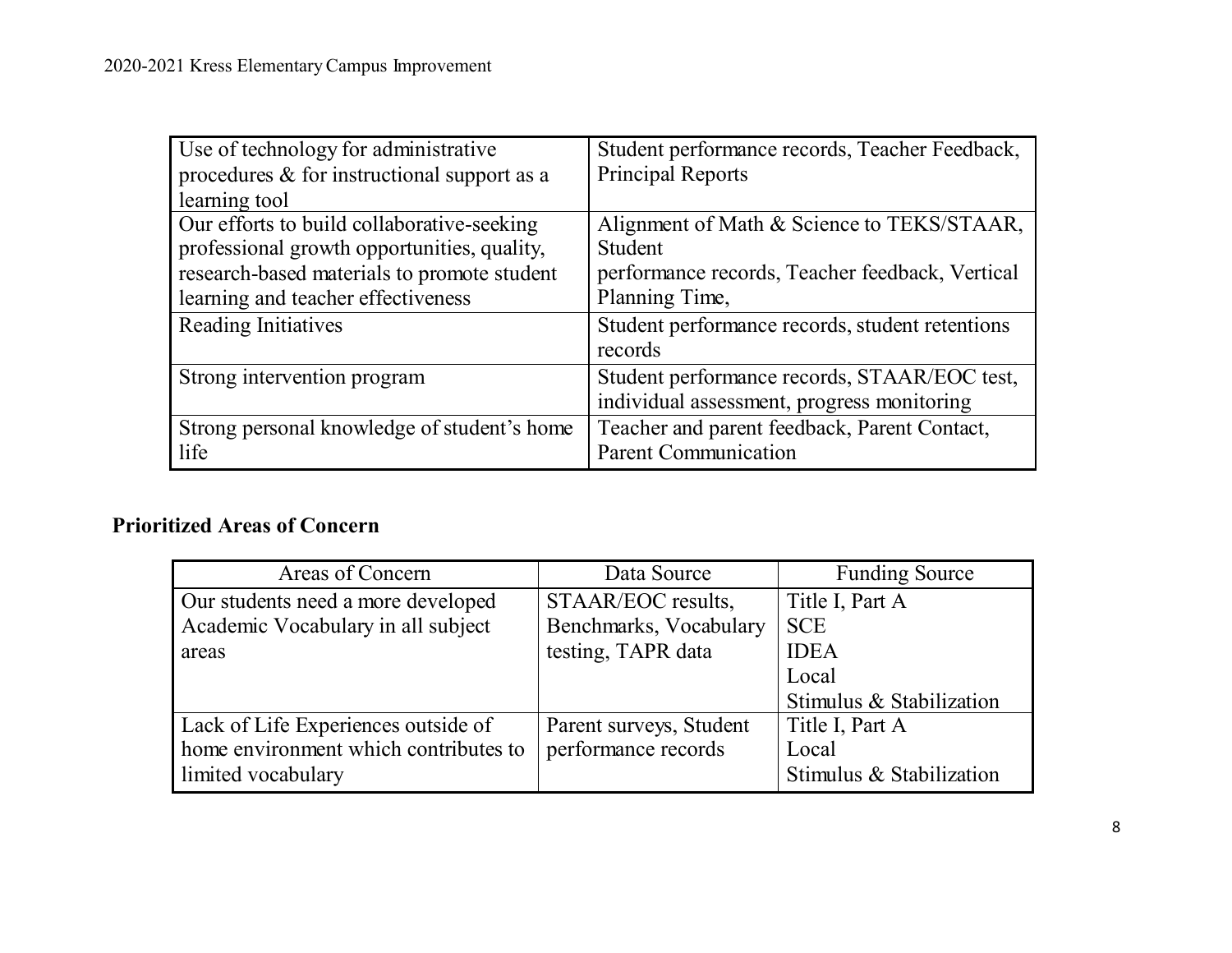| | |
|---|---|
| Use of technology for administrative procedures & for instructional support as a learning tool | Student performance records, Teacher Feedback, Principal Reports |
| Our efforts to build collaborative-seeking professional growth opportunities, quality, research-based materials to promote student learning and teacher effectiveness | Alignment of Math & Science to TEKS/STAAR, Student performance records, Teacher feedback, Vertical Planning Time, |
| Reading Initiatives | Student performance records, student retentions records |
| Strong intervention program | Student performance records, STAAR/EOC test, individual assessment, progress monitoring |
| Strong personal knowledge of student's home life | Teacher and parent feedback, Parent Contact, Parent Communication |

**Prioritized Areas of Concern**

| Areas of Concern | Data Source | Funding Source |
|---|---|---|
| Our students need a more developed Academic Vocabulary in all subject areas | STAAR/EOC results, Benchmarks, Vocabulary testing, TAPR data | Title I, Part A<br>SCE<br>IDEA<br>Local<br>Stimulus & Stabilization |
| Lack of Life Experiences outside of home environment which contributes to limited vocabulary | Parent surveys, Student performance records | Title I, Part A<br>Local<br>Stimulus & Stabilization |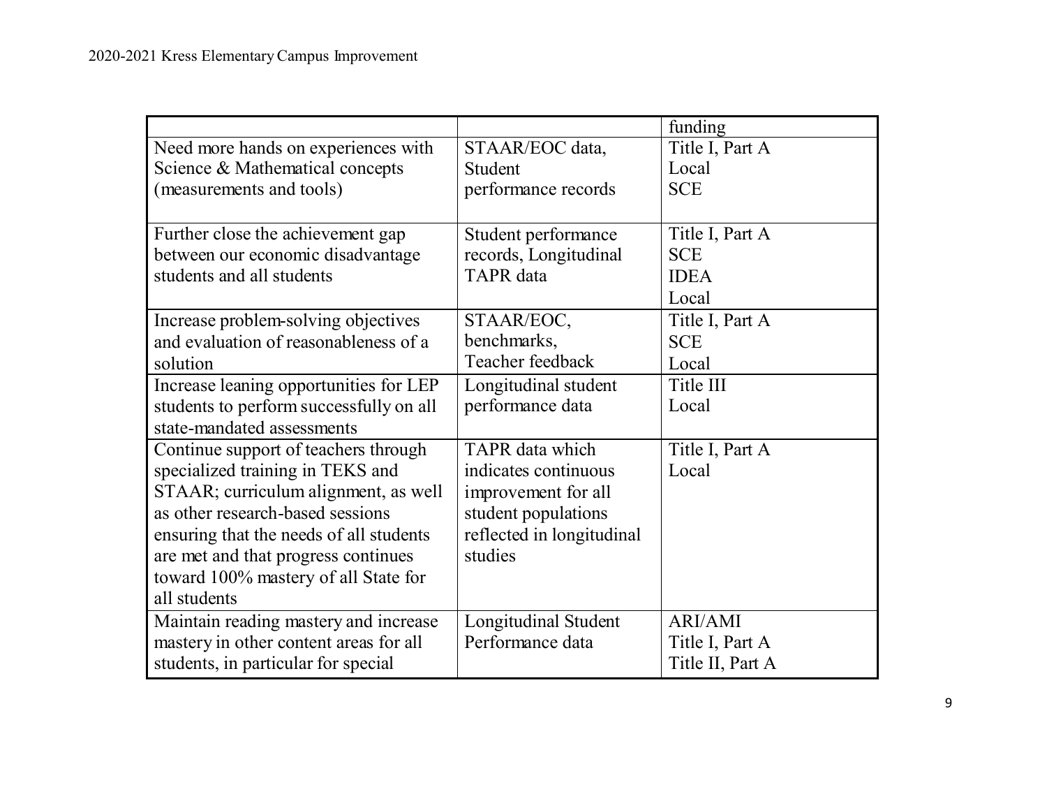| | | funding |
|---|---|---|
| Need more hands on experiences with Science & Mathematical concepts (measurements and tools) | STAAR/EOC data, Student performance records | Title I, Part A<br>Local<br>SCE |
| Further close the achievement gap between our economic disadvantage students and all students | Student performance records, Longitudinal TAPR data | Title I, Part A<br>SCE<br>IDEA<br>Local |
| Increase problem-solving objectives and evaluation of reasonableness of a solution | STAAR/EOC, benchmarks, Teacher feedback | Title I, Part A<br>SCE<br>Local |
| Increase leaning opportunities for LEP students to perform successfully on all state-mandated assessments | Longitudinal student performance data | Title III<br>Local |
| Continue support of teachers through specialized training in TEKS and STAAR; curriculum alignment, as well as other research-based sessions ensuring that the needs of all students are met and that progress continues toward 100% mastery of all State for all students | TAPR data which indicates continuous improvement for all student populations reflected in longitudinal studies | Title I, Part A<br>Local |
| Maintain reading mastery and increase mastery in other content areas for all students, in particular for special | Longitudinal Student Performance data | ARI/AMI<br>Title I, Part A<br>Title II, Part A |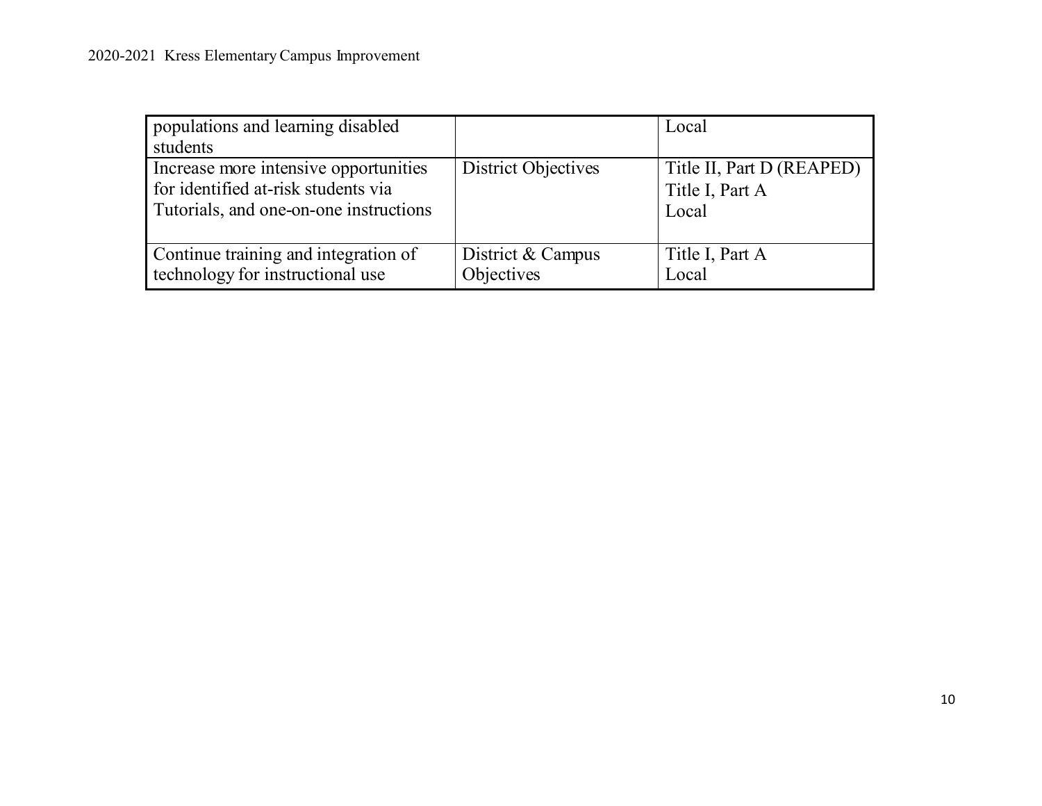| | | |
|---|---|---|
| populations and learning disabled students | | Local |
| Increase more intensive opportunities for identified at-risk students via Tutorials, and one-on-one instructions | District Objectives | Title II, Part D (REAPED)<br>Title I, Part A<br>Local |
| Continue training and integration of technology for instructional use | District & Campus Objectives | Title I, Part A<br>Local |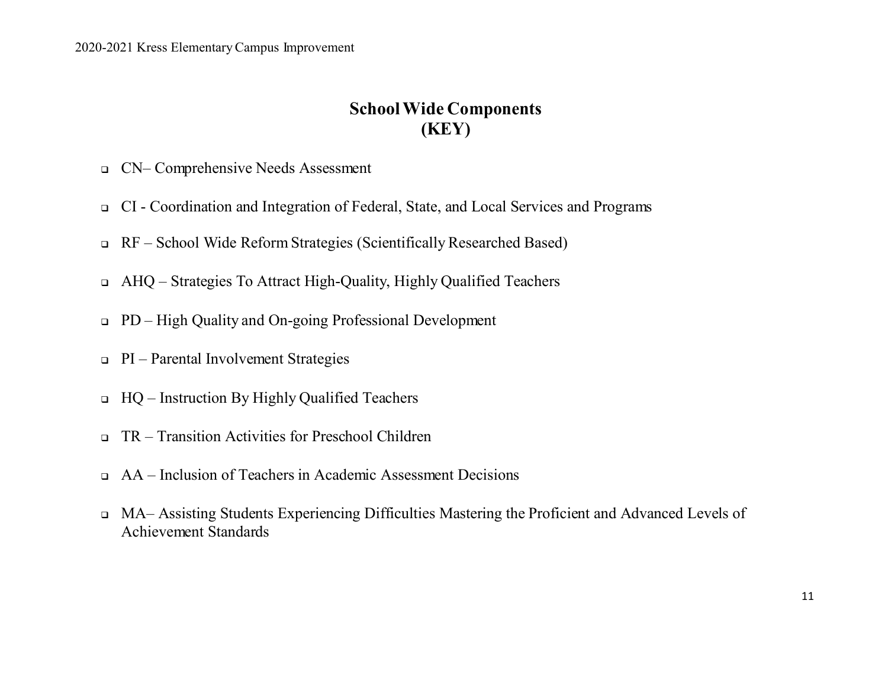## School Wide Components
## (KEY)

- CN– Comprehensive Needs Assessment
- CI - Coordination and Integration of Federal, State, and Local Services and Programs
- RF – School Wide Reform Strategies (Scientifically Researched Based)
- AHQ – Strategies To Attract High-Quality, Highly Qualified Teachers
- PD – High Quality and On-going Professional Development
- PI – Parental Involvement Strategies
- HQ – Instruction By Highly Qualified Teachers
- TR – Transition Activities for Preschool Children
- AA – Inclusion of Teachers in Academic Assessment Decisions
- MA– Assisting Students Experiencing Difficulties Mastering the Proficient and Advanced Levels of Achievement Standards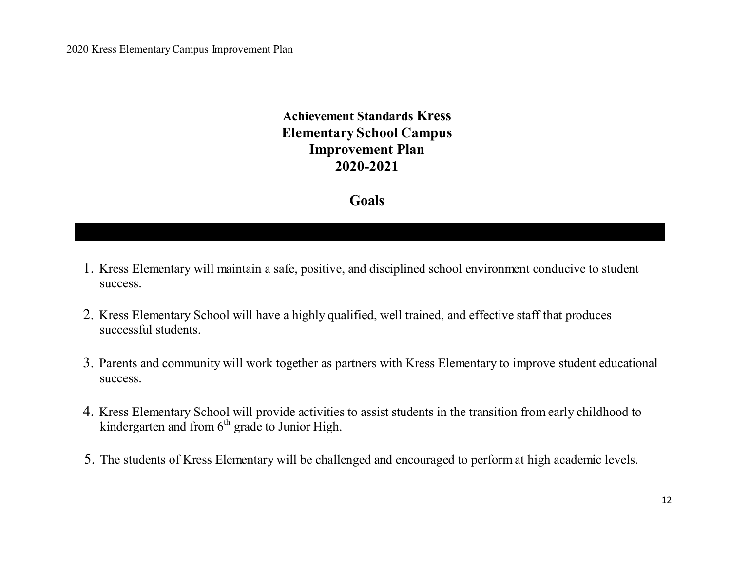# Achievement Standards Kress Elementary School Campus Improvement Plan 2020-2021

## Goals

1. Kress Elementary will maintain a safe, positive, and disciplined school environment conducive to student success.

2. Kress Elementary School will have a highly qualified, well trained, and effective staff that produces successful students.

3. Parents and community will work together as partners with Kress Elementary to improve student educational success.

4. Kress Elementary School will provide activities to assist students in the transition from early childhood to kindergarten and from 6th grade to Junior High.

5. The students of Kress Elementary will be challenged and encouraged to perform at high academic levels.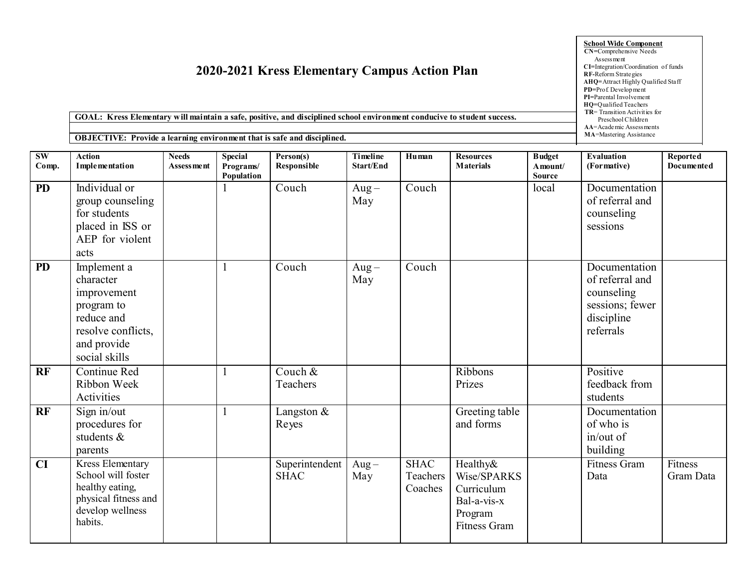# 2020-2021 Kress Elementary Campus Action Plan

**School Wide Component**
**CN**=Comprehensive Needs Assessment
**CI**=Integration/Coordination of funds
**RF**-Reform Strategies
**AHQ**=Attract Highly Qualified Staff
**PD**=Prof. Development
**PI**=Parental Involvement
**HQ**=Qualified Teachers
**TR**= Transition Activities for Preschool Children
**AA**=Academic Assessments
**MA**=Mastering Assistance

**GOAL: Kress Elementary will maintain a safe, positive, and disciplined school environment conducive to student success.**

**OBJECTIVE: Provide a learning environment that is safe and disciplined.**

| SW Comp. | Action Implementation | Needs Assessment | Special Programs/ Population | Person(s) Responsible | Timeline Start/End | Human | Resources Materials | Budget Amount/ Source | Evaluation (Formative) | Reported Documented |
|---|---|---|---|---|---|---|---|---|---|---|
| **PD** | Individual or group counseling for students placed in ISS or AEP for violent acts | | 1 | Couch | Aug – May | Couch | | local | Documentation of referral and counseling sessions | |
| **PD** | Implement a character improvement program to reduce and resolve conflicts, and provide social skills | | 1 | Couch | Aug – May | Couch | | | Documentation of referral and counseling sessions; fewer discipline referrals | |
| **RF** | Continue Red Ribbon Week Activities | | 1 | Couch & Teachers | | | Ribbons Prizes | | Positive feedback from students | |
| **RF** | Sign in/out procedures for students & parents | | 1 | Langston & Reyes | | | Greeting table and forms | | Documentation of who is in/out of building | |
| **CI** | Kress Elementary School will foster healthy eating, physical fitness and develop wellness habits. | | | Superintendent SHAC | Aug – May | SHAC Teachers Coaches | Healthy& Wise/SPARKS Curriculum Bal-a-vis-x Program Fitness Gram | | Fitness Gram Data | Fitness Gram Data |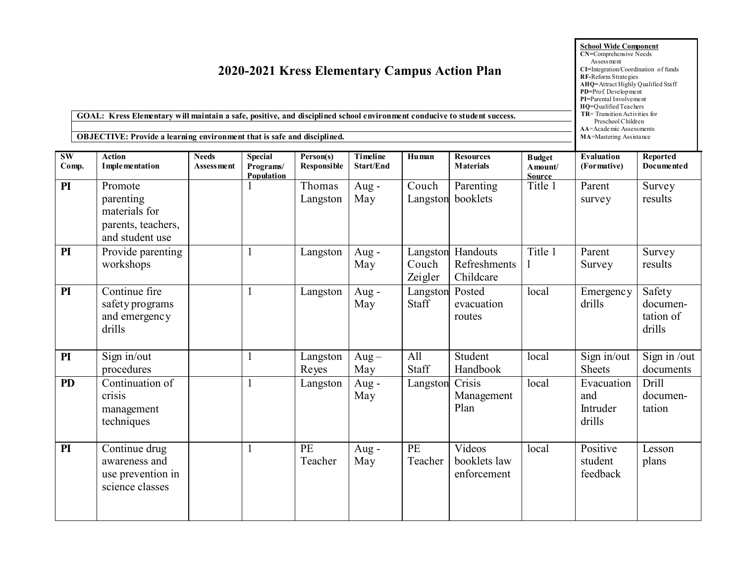# 2020-2021 Kress Elementary Campus Action Plan

**School Wide Component**
**CN**=Comprehensive Needs Assessment
**CI**=Integration/Coordination of funds
**RF**-Reform Strategies
**AHQ**=Attract Highly Qualified Staff
**PD**=Prof. Development
**PI**=Parental Involvement
**HQ**=Qualified Teachers
**TR**= Transition Activities for Preschool Children
**AA**=Academic Assessments
**MA**=Mastering Assistance

**GOAL: Kress Elementary will maintain a safe, positive, and disciplined school environment conducive to student success.**

**OBJECTIVE: Provide a learning environment that is safe and disciplined.**

| SW Comp. | Action Implementation | Needs Assessment | Special Programs/ Population | Person(s) Responsible | Timeline Start/End | Human | Resources Materials | Budget Amount/ Source | Evaluation (Formative) | Reported Documented |
|---|---|---|---|---|---|---|---|---|---|---|
| **PI** | Promote parenting materials for parents, teachers, and student use | | 1 | Thomas Langston | Aug - May | Couch Langston | Parenting booklets | Title 1 | Parent survey | Survey results |
| **PI** | Provide parenting workshops | | 1 | Langston | Aug - May | Langston Couch Zeigler | Handouts Refreshments Childcare | Title 1 l | Parent Survey | Survey results |
| **PI** | Continue fire safety programs and emergency drills | | 1 | Langston | Aug - May | Langston Staff | Posted evacuation routes | local | Emergency drills | Safety documen-tation of drills |
| **PI** | Sign in/out procedures | | 1 | Langston Reyes | Aug – May | All Staff | Student Handbook | local | Sign in/out Sheets | Sign in /out documents |
| **PD** | Continuation of crisis management techniques | | 1 | Langston | Aug - May | Langston | Crisis Management Plan | local | Evacuation and Intruder drills | Drill documen-tation |
| **PI** | Continue drug awareness and use prevention in science classes | | 1 | PE Teacher | Aug - May | PE Teacher | Videos booklets law enforcement | local | Positive student feedback | Lesson plans |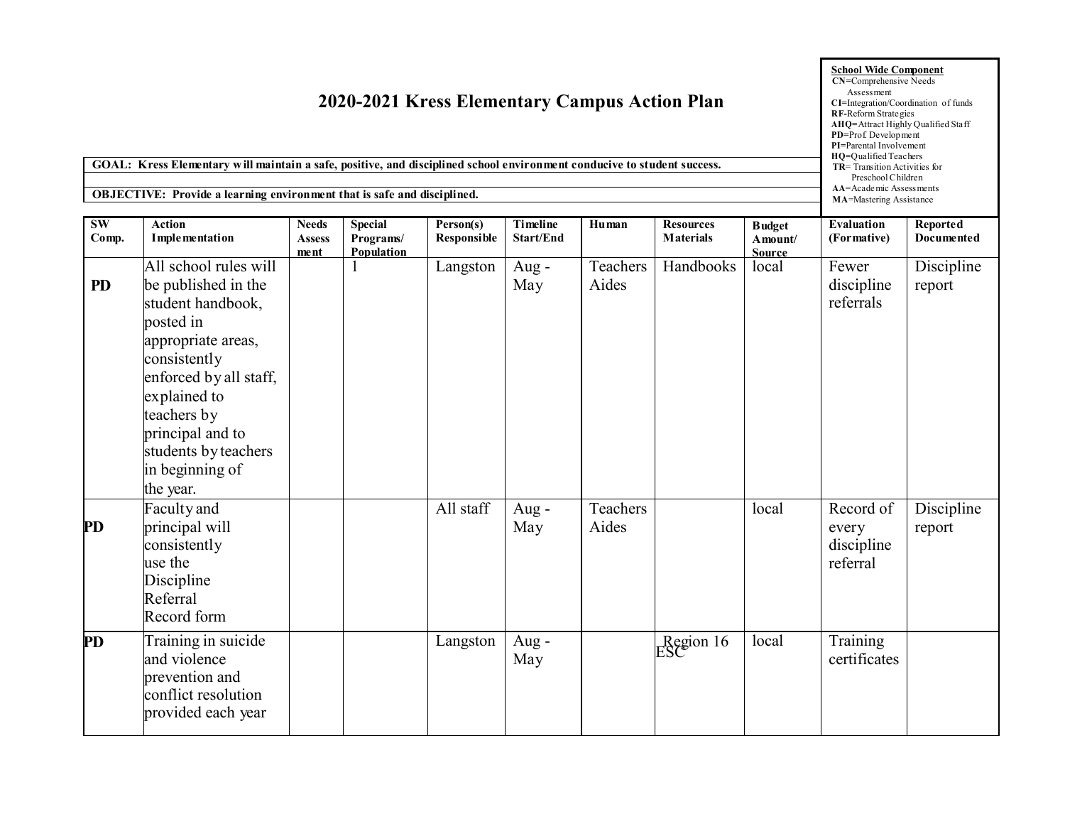# 2020-2021 Kress Elementary Campus Action Plan

**School Wide Component**
**CN**=Comprehensive Needs Assessment
**CI**=Integration/Coordination of funds
**RF**-Reform Strategies
**AHQ**=Attract Highly Qualified Staff
**PD**=Prof. Development
**PI**=Parental Involvement
**HQ**=Qualified Teachers
**TR**= Transition Activities for Preschool Children
**AA**=Academic Assessments
**MA**=Mastering Assistance

**GOAL: Kress Elementary will maintain a safe, positive, and disciplined school environment conducive to student success.**

**OBJECTIVE: Provide a learning environment that is safe and disciplined.**

| SW Comp. | Action Implementation | Needs Assessment | Special Programs/ Population | Person(s) Responsible | Timeline Start/End | Human | Resources Materials | Budget Amount/ Source | Evaluation (Formative) | Reported Documented |
|---|---|---|---|---|---|---|---|---|---|---|
| PD | All school rules will be published in the student handbook, posted in appropriate areas, consistently enforced by all staff, explained to teachers by principal and to students by teachers in beginning of the year. | | 1 | Langston | Aug - May | Teachers Aides | Handbooks | local | Fewer discipline referrals | Discipline report |
| PD | Faculty and principal will consistently use the Discipline Referral Record form | | | All staff | Aug - May | Teachers Aides | | local | Record of every discipline referral | Discipline report |
| PD | Training in suicide and violence prevention and conflict resolution provided each year | | | Langston | Aug - May | | Region 16 ESC | local | Training certificates | |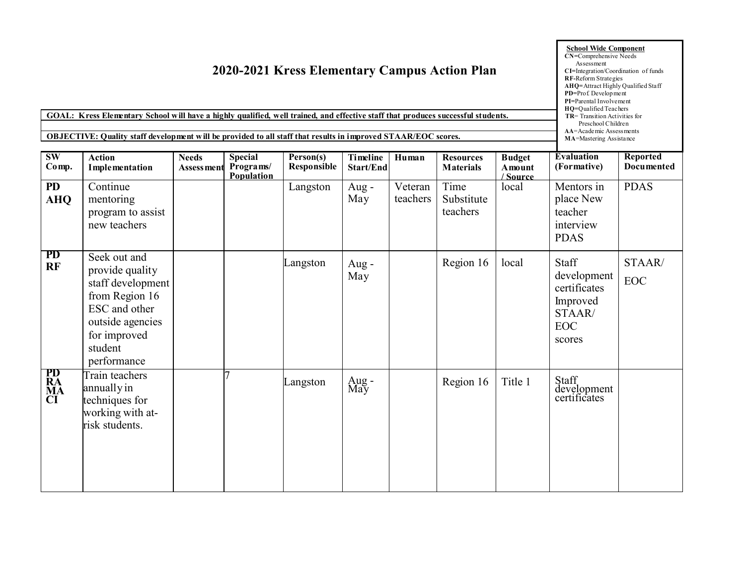# 2020-2021 Kress Elementary Campus Action Plan

**School Wide Component**
**CN**=Comprehensive Needs Assessment
**CI**=Integration/Coordination of funds
**RF**-Reform Strategies
**AHQ**=Attract Highly Qualified Staff
**PD**=Prof. Development
**PI**=Parental Involvement
**HQ**=Qualified Teachers
**TR**= Transition Activities for Preschool Children
**AA**=Academic Assessments
**MA**=Mastering Assistance

**GOAL: Kress Elementary School will have a highly qualified, well trained, and effective staff that produces successful students.**

**OBJECTIVE: Quality staff development will be provided to all staff that results in improved STAAR/EOC scores.**

| SW Comp. | Action Implementation | Needs Assessment | Special Programs/ Population | Person(s) Responsible | Timeline Start/End | Human | Resources Materials | Budget Amount / Source | Evaluation (Formative) | Reported Documented |
|---|---|---|---|---|---|---|---|---|---|---|
| **PD AHQ** | Continue mentoring program to assist new teachers | | | Langston | Aug - May | Veteran teachers | Time Substitute teachers | local | Mentors in place New teacher interview PDAS | PDAS |
| **PD RF** | Seek out and provide quality staff development from Region 16 ESC and other outside agencies for improved student performance | | | Langston | Aug - May | | Region 16 | local | Staff development certificates Improved STAAR/ EOC scores | STAAR/ EOC |
| **PD RA MA CI** | Train teachers annually in techniques for working with at-risk students. | | 7 | Langston | Aug - May | | Region 16 | Title 1 | Staff development certificates | |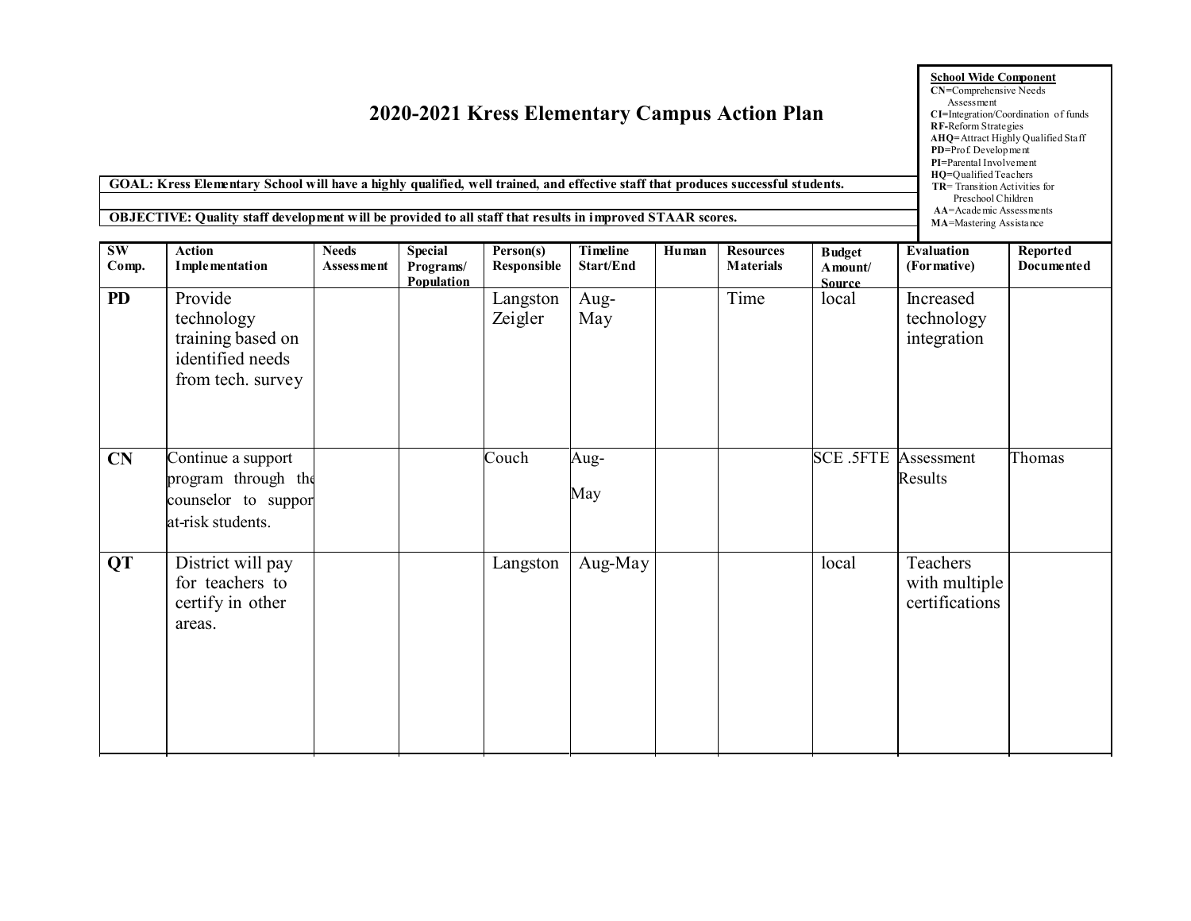# 2020-2021 Kress Elementary Campus Action Plan

**School Wide Component**
**CN**=Comprehensive Needs Assessment
**CI**=Integration/Coordination of funds
**RF**-Reform Strategies
**AHQ**=Attract Highly Qualified Staff
**PD**=Prof. Development
**PI**=Parental Involvement
**HQ**=Qualified Teachers
**TR**= Transition Activities for Preschool Children
**AA**=Academic Assessments
**MA**=Mastering Assistance

**GOAL: Kress Elementary School will have a highly qualified, well trained, and effective staff that produces successful students.**

**OBJECTIVE: Quality staff development will be provided to all staff that results in improved STAAR scores.**

| SW Comp. | Action Implementation | Needs Assessment | Special Programs/ Population | Person(s) Responsible | Timeline Start/End | Human | Resources Materials | Budget Amount/ Source | Evaluation (Formative) | Reported Documented |
|---|---|---|---|---|---|---|---|---|---|---|
| **PD** | Provide technology training based on identified needs from tech. survey | | | Langston Zeigler | Aug-May | | Time | local | Increased technology integration | |
| **CN** | Continue a support program through the counselor to support at-risk students. | | | Couch | Aug-May | | | SCE .5FTE | Assessment Results | Thomas |
| **QT** | District will pay for teachers to certify in other areas. | | | Langston | Aug-May | | | local | Teachers with multiple certifications | |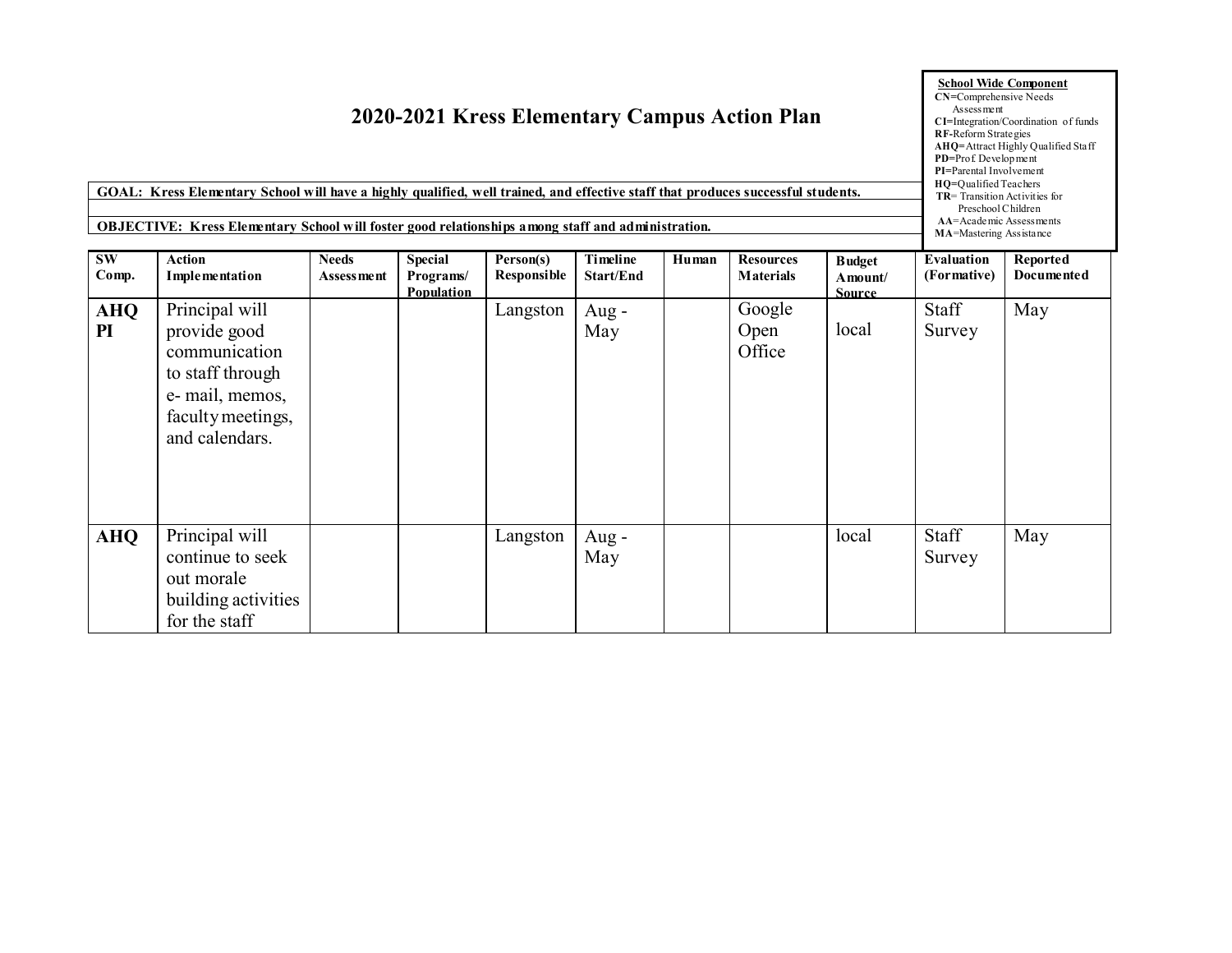# 2020-2021 Kress Elementary Campus Action Plan

**School Wide Component**
**CN**=Comprehensive Needs Assessment
**CI**=Integration/Coordination of funds
**RF**=Reform Strategies
**AHQ**=Attract Highly Qualified Staff
**PD**=Prof. Development
**PI**=Parental Involvement
**HQ**=Qualified Teachers
**TR**= Transition Activities for Preschool Children
**AA**=Academic Assessments
**MA**=Mastering Assistance

**GOAL: Kress Elementary School will have a highly qualified, well trained, and effective staff that produces successful students.**

**OBJECTIVE: Kress Elementary School will foster good relationships among staff and administration.**

| SW Comp. | Action Implementation | Needs Assessment | Special Programs/ Population | Person(s) Responsible | Timeline Start/End | Human | Resources Materials | Budget Amount/ Source | Evaluation (Formative) | Reported Documented |
|---|---|---|---|---|---|---|---|---|---|---|
| **AHQ PI** | Principal will provide good communication to staff through e- mail, memos, faculty meetings, and calendars. | | | Langston | Aug - May | | Google Open Office | local | Staff Survey | May |
| **AHQ** | Principal will continue to seek out morale building activities for the staff | | | Langston | Aug - May | | | local | Staff Survey | May |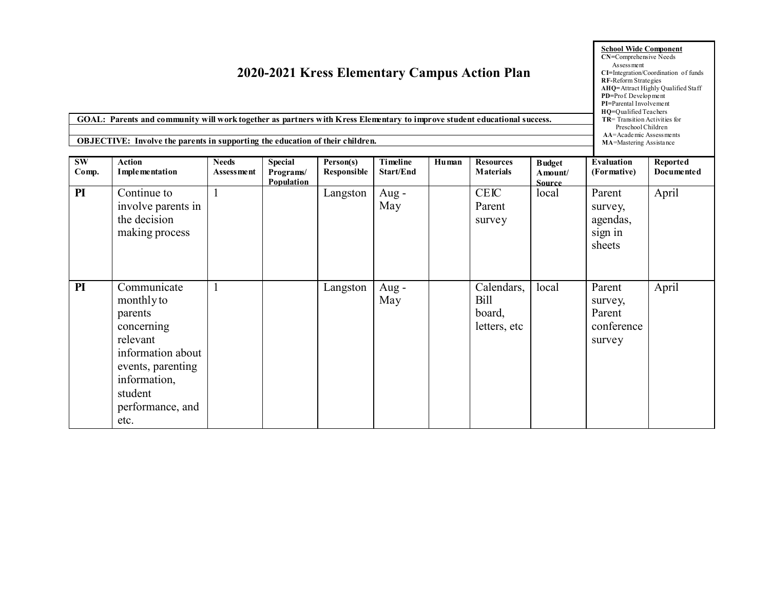# 2020-2021 Kress Elementary Campus Action Plan

**School Wide Component**
**CN**=Comprehensive Needs Assessment
**CI**=Integration/Coordination of funds
**RF**-Reform Strategies
**AHQ**=Attract Highly Qualified Staff
**PD**=Prof. Development
**PI**=Parental Involvement
**HQ**=Qualified Teachers
**TR**= Transition Activities for Preschool Children
**AA**=Academic Assessments
**MA**=Mastering Assistance

**GOAL: Parents and community will work together as partners with Kress Elementary to improve student educational success.**

**OBJECTIVE: Involve the parents in supporting the education of their children.**

| SW Comp. | Action Implementation | Needs Assessment | Special Programs/ Population | Person(s) Responsible | Timeline Start/End | Human | Resources Materials | Budget Amount/ Source | Evaluation (Formative) | Reported Documented |
|---|---|---|---|---|---|---|---|---|---|---|
| **PI** | Continue to involve parents in the decision making process | 1 | | Langston | Aug - May | | CEIC Parent survey | local | Parent survey, agendas, sign in sheets | April |
| **PI** | Communicate monthly to parents concerning relevant information about events, parenting information, student performance, and etc. | 1 | | Langston | Aug - May | | Calendars, Bill board, letters, etc | local | Parent survey, Parent conference survey | April |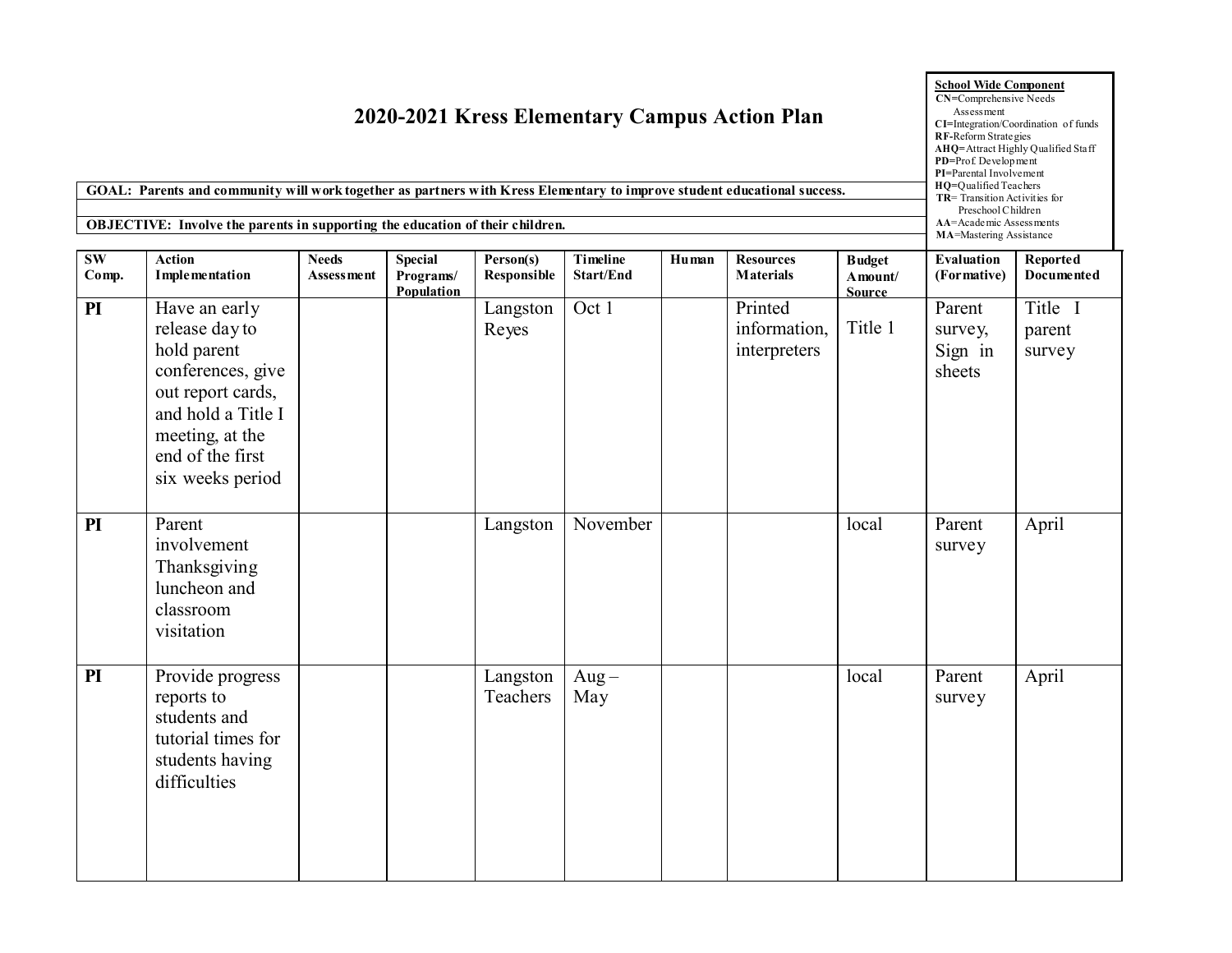# 2020-2021 Kress Elementary Campus Action Plan

**School Wide Component**
**CN**=Comprehensive Needs Assessment
**CI**=Integration/Coordination of funds
**RF**-Reform Strategies
**AHQ**=Attract Highly Qualified Staff
**PD**=Prof. Development
**PI**=Parental Involvement
**HQ**=Qualified Teachers
**TR**= Transition Activities for Preschool Children
**AA**=Academic Assessments
**MA**=Mastering Assistance

**GOAL: Parents and community will work together as partners with Kress Elementary to improve student educational success.**

**OBJECTIVE: Involve the parents in supporting the education of their children.**

| SW Comp. | Action Implementation | Needs Assessment | Special Programs/ Population | Person(s) Responsible | Timeline Start/End | Human | Resources Materials | Budget Amount/ Source | Evaluation (Formative) | Reported Documented |
|---|---|---|---|---|---|---|---|---|---|---|
| **PI** | Have an early release day to hold parent conferences, give out report cards, and hold a Title I meeting, at the end of the first six weeks period | | | Langston Reyes | Oct 1 | | Printed information, interpreters | Title 1 | Parent survey, Sign in sheets | Title I parent survey |
| **PI** | Parent involvement Thanksgiving luncheon and classroom visitation | | | Langston | November | | | local | Parent survey | April |
| **PI** | Provide progress reports to students and tutorial times for students having difficulties | | | Langston Teachers | Aug – May | | | local | Parent survey | April |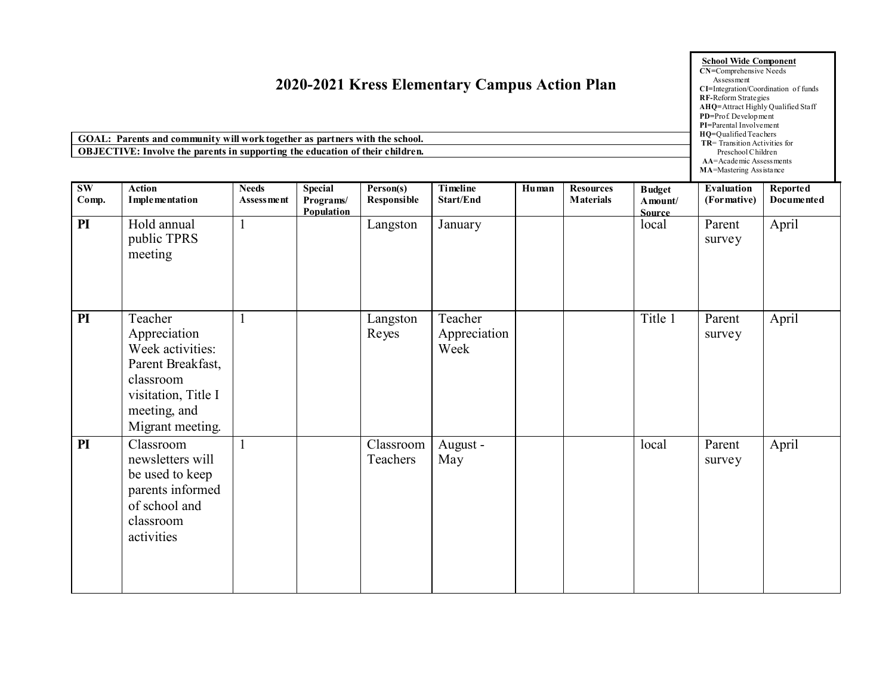# 2020-2021 Kress Elementary Campus Action Plan

**School Wide Component**
**CN**=Comprehensive Needs Assessment
**CI**=Integration/Coordination of funds
**RF**-Reform Strategies
**AHQ**=Attract Highly Qualified Staff
**PD**=Prof. Development
**PI**=Parental Involvement
**HQ**=Qualified Teachers
**TR**= Transition Activities for Preschool Children
**AA**=Academic Assessments
**MA**=Mastering Assistance

**GOAL: Parents and community will work together as partners with the school.**
**OBJECTIVE: Involve the parents in supporting the education of their children.**

| SW Comp. | Action Implementation | Needs Assessment | Special Programs/ Population | Person(s) Responsible | Timeline Start/End | Human | Resources Materials | Budget Amount/ Source | Evaluation (Formative) | Reported Documented |
|---|---|---|---|---|---|---|---|---|---|---|
| **PI** | Hold annual public TPRS meeting | 1 | | Langston | January | | | local | Parent survey | April |
| **PI** | Teacher Appreciation Week activities: Parent Breakfast, classroom visitation, Title I meeting, and Migrant meeting. | 1 | | Langston Reyes | Teacher Appreciation Week | | | Title 1 | Parent survey | April |
| **PI** | Classroom newsletters will be used to keep parents informed of school and classroom activities | 1 | | Classroom Teachers | August - May | | | local | Parent survey | April |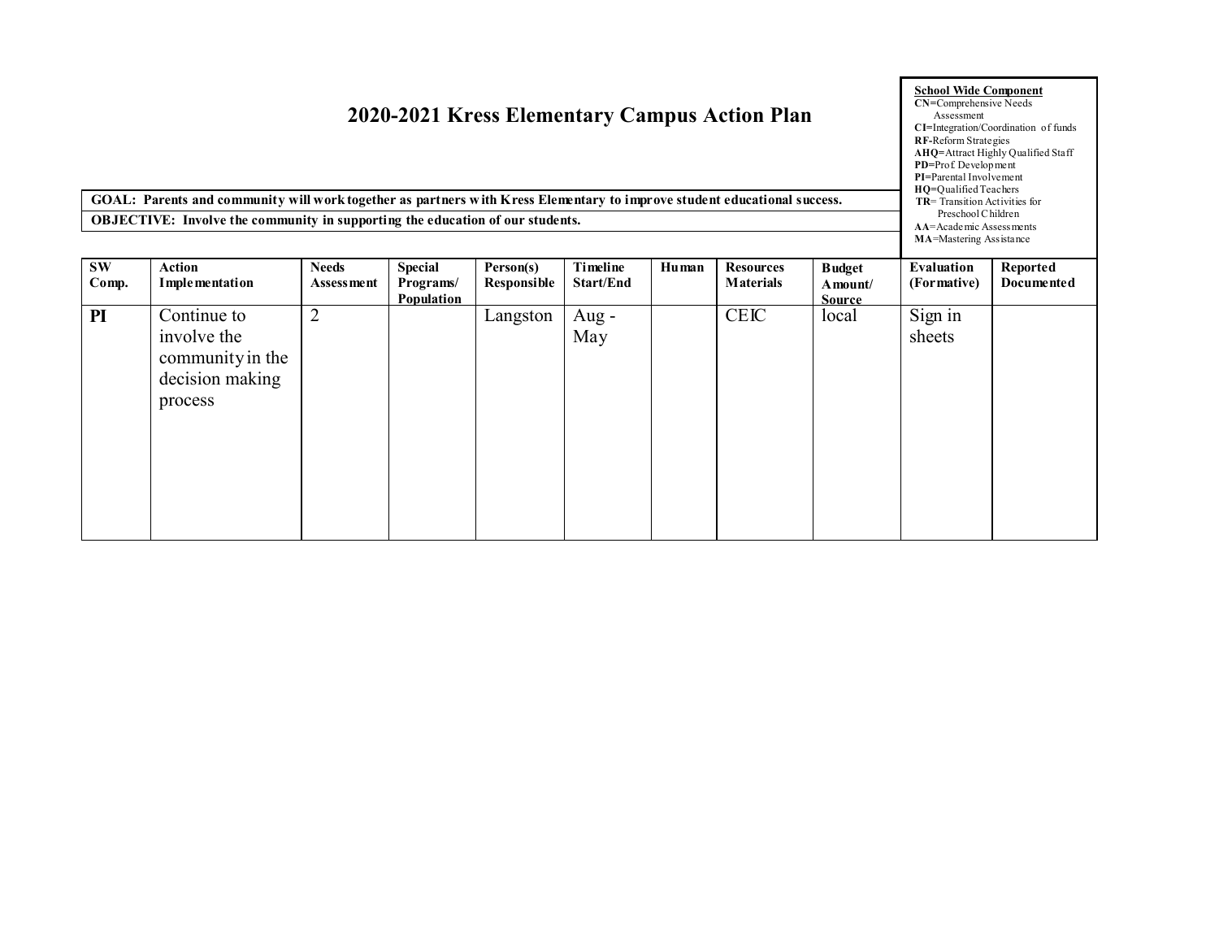# 2020-2021 Kress Elementary Campus Action Plan

**School Wide Component**
**CN**=Comprehensive Needs Assessment
**CI**=Integration/Coordination of funds
**RF**-Reform Strategies
**AHQ**=Attract Highly Qualified Staff
**PD**=Prof Development
**PI**=Parental Involvement
**HQ**=Qualified Teachers
**TR**= Transition Activities for Preschool Children
**AA**=Academic Assessments
**MA**=Mastering Assistance

**GOAL: Parents and community will work together as partners with Kress Elementary to improve student educational success.**

**OBJECTIVE: Involve the community in supporting the education of our students.**

| SW Comp. | Action Implementation | Needs Assessment | Special Programs/ Population | Person(s) Responsible | Timeline Start/End | Human | Resources Materials | Budget Amount/ Source | Evaluation (Formative) | Reported Documented |
|---|---|---|---|---|---|---|---|---|---|---|
| **PI** | Continue to involve the community in the decision making process | 2 | | Langston | Aug - May | | CEIC | local | Sign in sheets | |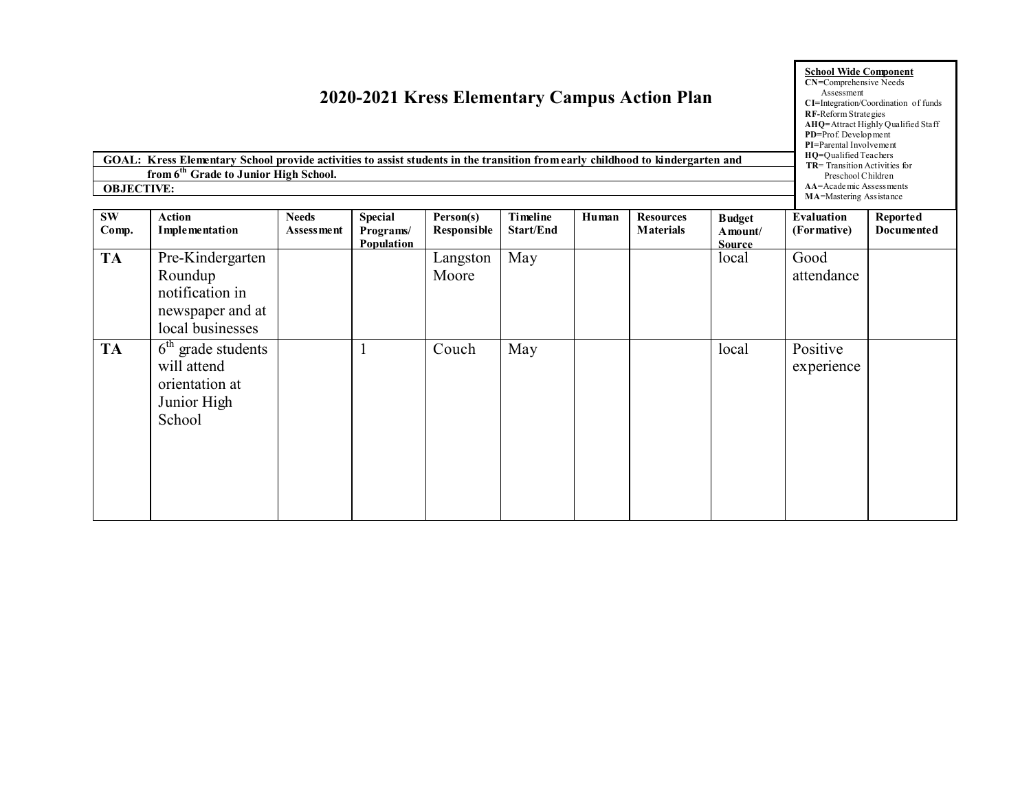# 2020-2021 Kress Elementary Campus Action Plan

**School Wide Component**
**CN**=Comprehensive Needs Assessment
**CI**=Integration/Coordination of funds
**RF**-Reform Strategies
**AHQ**=Attract Highly Qualified Staff
**PD**=Prof. Development
**PI**=Parental Involvement
**HQ**=Qualified Teachers
**TR**= Transition Activities for Preschool Children
**AA**=Academic Assessments
**MA**=Mastering Assistance

**GOAL: Kress Elementary School provide activities to assist students in the transition from early childhood to kindergarten and from 6th Grade to Junior High School.**

**OBJECTIVE:**

| SW Comp. | Action Implementation | Needs Assessment | Special Programs/ Population | Person(s) Responsible | Timeline Start/End | Human | Resources Materials | Budget Amount/ Source | Evaluation (Formative) | Reported Documented |
|---|---|---|---|---|---|---|---|---|---|---|
| **TA** | Pre-Kindergarten Roundup notification in newspaper and at local businesses | | | Langston Moore | May | | | local | Good attendance | |
| **TA** | 6th grade students will attend orientation at Junior High School | | 1 | Couch | May | | | local | Positive experience | |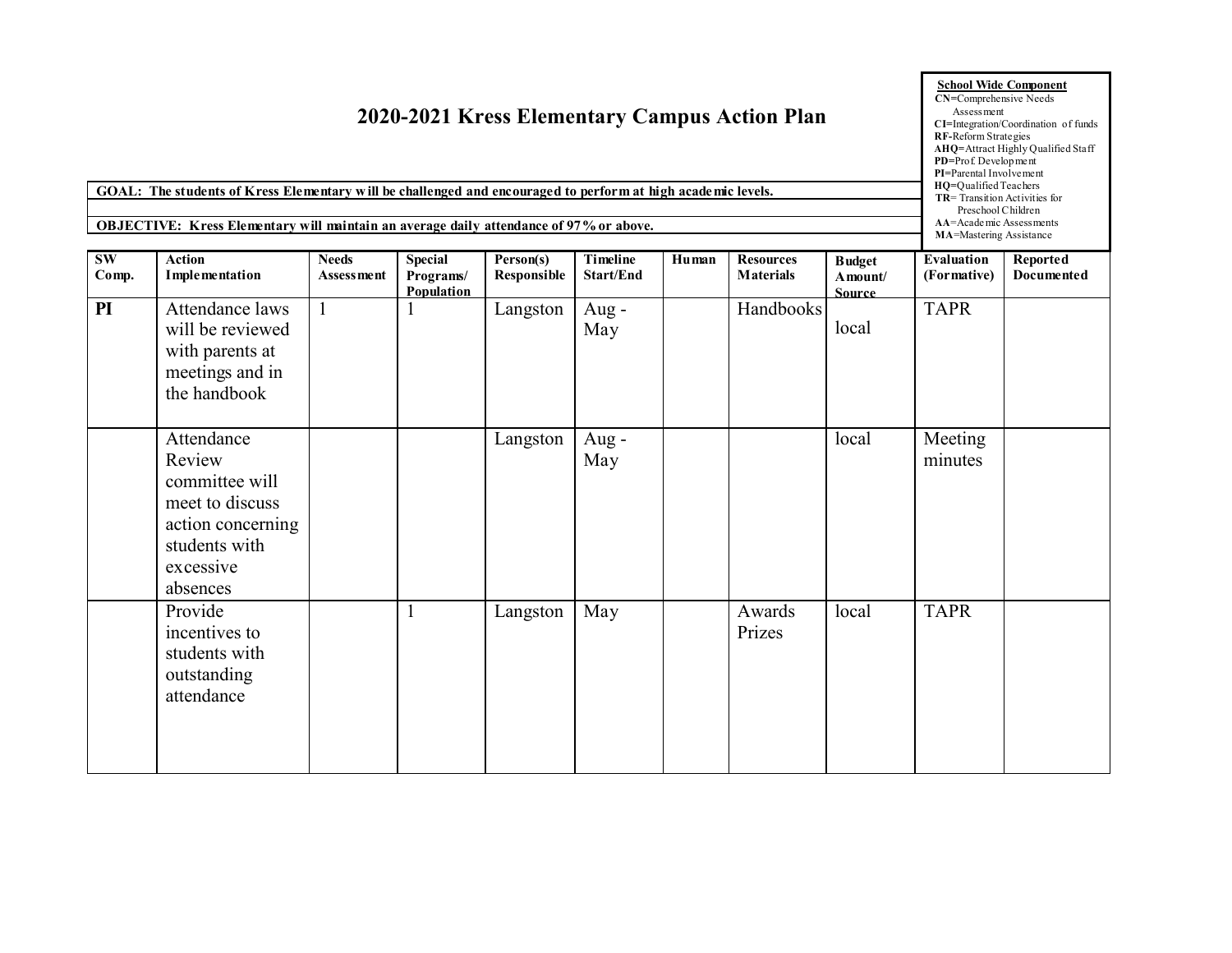# 2020-2021 Kress Elementary Campus Action Plan

**School Wide Component**
**CN**=Comprehensive Needs Assessment
**CI**=Integration/Coordination of funds
**RF**-Reform Strategies
**AHQ**=Attract Highly Qualified Staff
**PD**=Prof. Development
**PI**=Parental Involvement
**HQ**=Qualified Teachers
**TR**= Transition Activities for Preschool Children
**AA**=Academic Assessments
**MA**=Mastering Assistance

**GOAL: The students of Kress Elementary will be challenged and encouraged to perform at high academic levels.**

**OBJECTIVE: Kress Elementary will maintain an average daily attendance of 97% or above.**

| SW Comp. | Action Implementation | Needs Assessment | Special Programs/ Population | Person(s) Responsible | Timeline Start/End | Human | Resources Materials | Budget Amount/ Source | Evaluation (Formative) | Reported Documented |
|---|---|---|---|---|---|---|---|---|---|---|
| **PI** | Attendance laws will be reviewed with parents at meetings and in the handbook | 1 | 1 | Langston | Aug - May | | Handbooks | local | TAPR | |
| | Attendance Review committee will meet to discuss action concerning students with excessive absences | | | Langston | Aug - May | | | local | Meeting minutes | |
| | Provide incentives to students with outstanding attendance | | 1 | Langston | May | | Awards Prizes | local | TAPR | |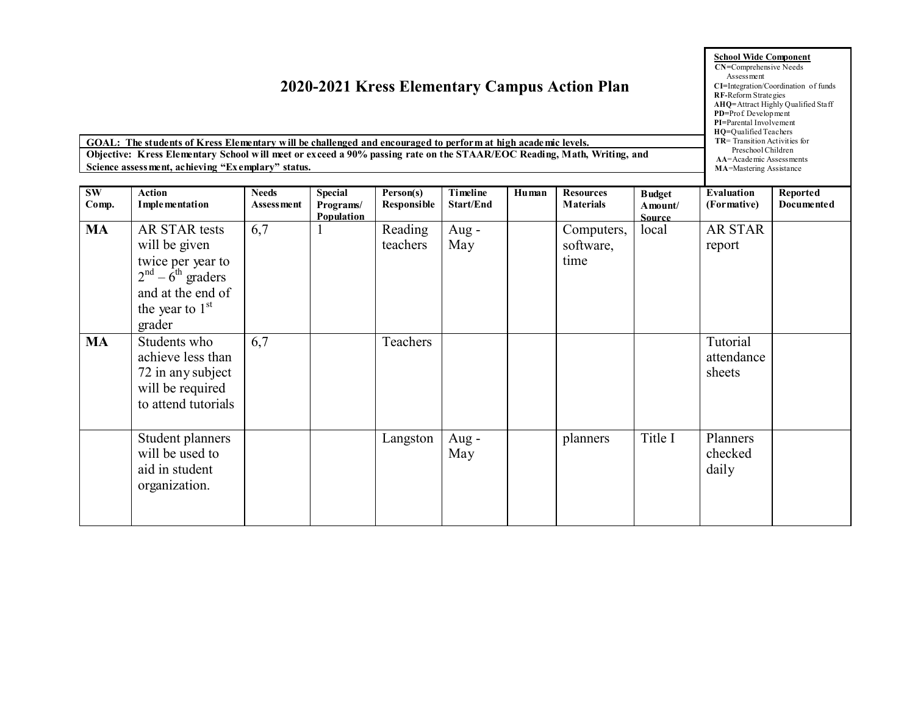# 2020-2021 Kress Elementary Campus Action Plan

**School Wide Component**
- **CN**=Comprehensive Needs Assessment
- **CI**=Integration/Coordination of funds
- **RF**-Reform Strategies
- **AHQ**=Attract Highly Qualified Staff
- **PD**=Prof Development
- **PI**=Parental Involvement
- **HQ**=Qualified Teachers
- **TR**= Transition Activities for Preschool Children
- **AA**=Academic Assessments
- **MA**=Mastering Assistance

**GOAL: The students of Kress Elementary will be challenged and encouraged to perform at high academic levels.**

**Objective: Kress Elementary School will meet or exceed a 90% passing rate on the STAAR/EOC Reading, Math, Writing, and Science assessment, achieving "Exemplary" status.**

| SW Comp. | Action Implementation | Needs Assessment | Special Programs/ Population | Person(s) Responsible | Timeline Start/End | Human | Resources Materials | Budget Amount/ Source | Evaluation (Formative) | Reported Documented |
|---|---|---|---|---|---|---|---|---|---|---|
| **MA** | AR STAR tests will be given twice per year to 2nd – 6th graders and at the end of the year to 1st grader | 6,7 | 1 | Reading teachers | Aug - May | | Computers, software, time | local | AR STAR report | |
| **MA** | Students who achieve less than 72 in any subject will be required to attend tutorials | 6,7 | | Teachers | | | | | Tutorial attendance sheets | |
| | Student planners will be used to aid in student organization. | | | Langston | Aug - May | | planners | Title I | Planners checked daily | |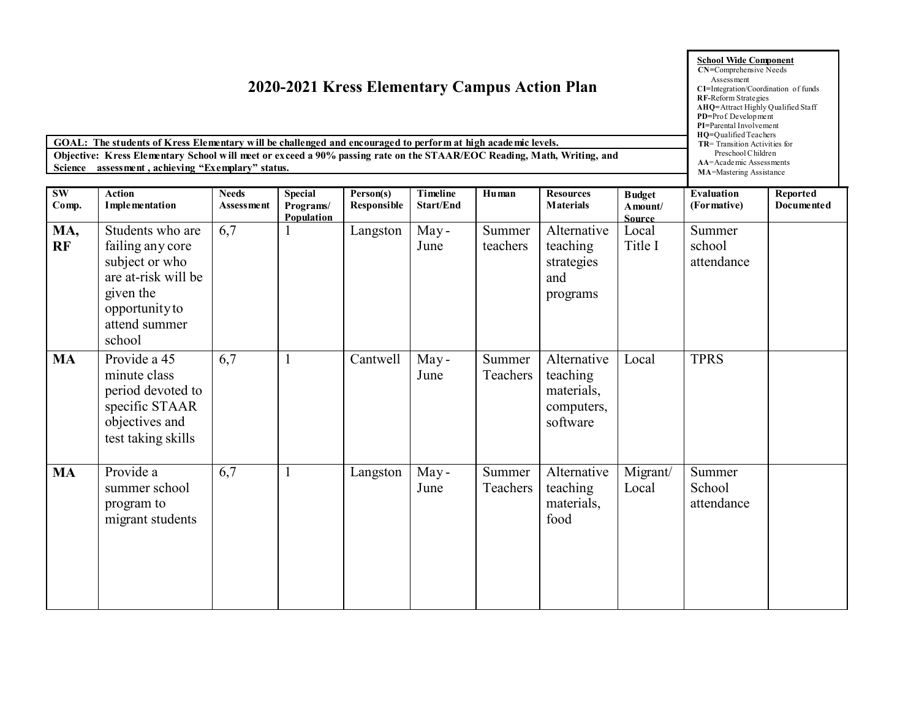## 2020-2021 Kress Elementary Campus Action Plan

**School Wide Component**
**CN**=Comprehensive Needs Assessment
**CI**=Integration/Coordination of funds
**RF**-Reform Strategies
**AHQ**=Attract Highly Qualified Staff
**PD**=Prof. Development
**PI**=Parental Involvement
**HQ**=Qualified Teachers
**TR**= Transition Activities for Preschool Children
**AA**=Academic Assessments
**MA**=Mastering Assistance

**GOAL: The students of Kress Elementary will be challenged and encouraged to perform at high academic levels.**

**Objective: Kress Elementary School will meet or exceed a 90% passing rate on the STAAR/EOC Reading, Math, Writing, and Science assessment, achieving "Exemplary" status.**

| SW Comp. | Action Implementation | Needs Assessment | Special Programs/ Population | Person(s) Responsible | Timeline Start/End | Human | Resources Materials | Budget Amount/ Source | Evaluation (Formative) | Reported Documented |
|---|---|---|---|---|---|---|---|---|---|---|
| **MA, RF** | Students who are failing any core subject or who are at-risk will be given the opportunity to attend summer school | 6,7 | 1 | Langston | May - June | Summer teachers | Alternative teaching strategies and programs | Local Title I | Summer school attendance | |
| **MA** | Provide a 45 minute class period devoted to specific STAAR objectives and test taking skills | 6,7 | 1 | Cantwell | May - June | Summer Teachers | Alternative teaching materials, computers, software | Local | TPRS | |
| **MA** | Provide a summer school program to migrant students | 6,7 | 1 | Langston | May - June | Summer Teachers | Alternative teaching materials, food | Migrant/ Local | Summer School attendance | |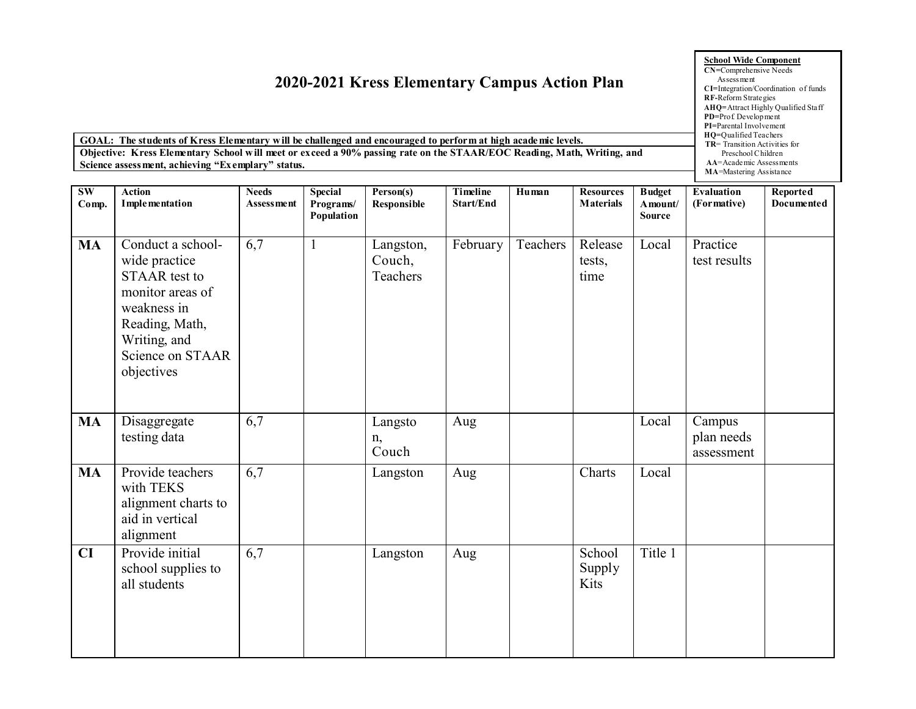# 2020-2021 Kress Elementary Campus Action Plan

**School Wide Component**
**CN**=Comprehensive Needs Assessment
**CI**=Integration/Coordination of funds
**RF**-Reform Strategies
**AHQ**=Attract Highly Qualified Staff
**PD**=Prof. Development
**PI**=Parental Involvement
**HQ**=Qualified Teachers
**TR**= Transition Activities for Preschool Children
**AA**=Academic Assessments
**MA**=Mastering Assistance

**GOAL: The students of Kress Elementary will be challenged and encouraged to perform at high academic levels.**

**Objective: Kress Elementary School will meet or exceed a 90% passing rate on the STAAR/EOC Reading, Math, Writing, and Science assessment, achieving "Exemplary" status.**

| SW Comp. | Action Implementation | Needs Assessment | Special Programs/ Population | Person(s) Responsible | Timeline Start/End | Human | Resources Materials | Budget Amount/ Source | Evaluation (Formative) | Reported Documented |
|---|---|---|---|---|---|---|---|---|---|---|
| **MA** | Conduct a school-wide practice STAAR test to monitor areas of weakness in Reading, Math, Writing, and Science on STAAR objectives | 6,7 | 1 | Langston, Couch, Teachers | February | Teachers | Release tests, time | Local | Practice test results | |
| **MA** | Disaggregate testing data | 6,7 | | Langston, Couch | Aug | | | Local | Campus plan needs assessment | |
| **MA** | Provide teachers with TEKS alignment charts to aid in vertical alignment | 6,7 | | Langston | Aug | | Charts | Local | | |
| **CI** | Provide initial school supplies to all students | 6,7 | | Langston | Aug | | School Supply Kits | Title 1 | | |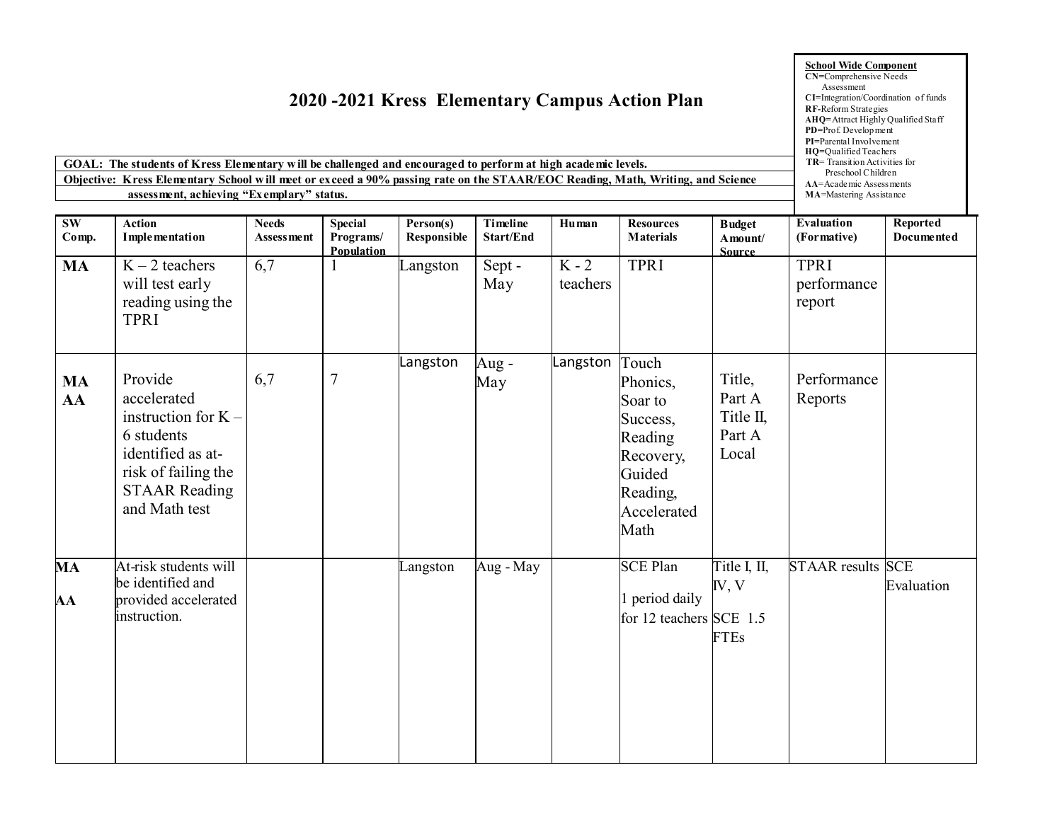# 2020 -2021 Kress Elementary Campus Action Plan

**School Wide Component**
**CN**=Comprehensive Needs Assessment
**CI**=Integration/Coordination of funds
**RF**-Reform Strategies
**AHQ**=Attract Highly Qualified Staff
**PD**=Prof. Development
**PI**=Parental Involvement
**HQ**=Qualified Teachers
**TR**= Transition Activities for Preschool Children
**AA**=Academic Assessments
**MA**=Mastering Assistance

**GOAL: The students of Kress Elementary will be challenged and encouraged to perform at high academic levels.**

**Objective: Kress Elementary School will meet or exceed a 90% passing rate on the STAAR/EOC Reading, Math, Writing, and Science assessment, achieving "Exemplary" status.**

| SW Comp. | Action Implementation | Needs Assessment | Special Programs/ Population | Person(s) Responsible | Timeline Start/End | Human | Resources Materials | Budget Amount/ Source | Evaluation (Formative) | Reported Documented |
|---|---|---|---|---|---|---|---|---|---|---|
| **MA** | K – 2 teachers will test early reading using the TPRI | 6,7 | 1 | Langston | Sept - May | K - 2 teachers | TPRI | | TPRI performance report | |
| **MA AA** | Provide accelerated instruction for K – 6 students identified as at-risk of failing the STAAR Reading and Math test | 6,7 | 7 | Langston | Aug - May | Langston | Touch Phonics, Soar to Success, Reading Recovery, Guided Reading, Accelerated Math | Title, Part A Title II, Part A Local | Performance Reports | |
| **MA AA** | At-risk students will be identified and provided accelerated instruction. | | | Langston | Aug - May | | SCE Plan 1 period daily for 12 teachers | Title I, II, IV, V SCE 1.5 FTEs | STAAR results | SCE Evaluation |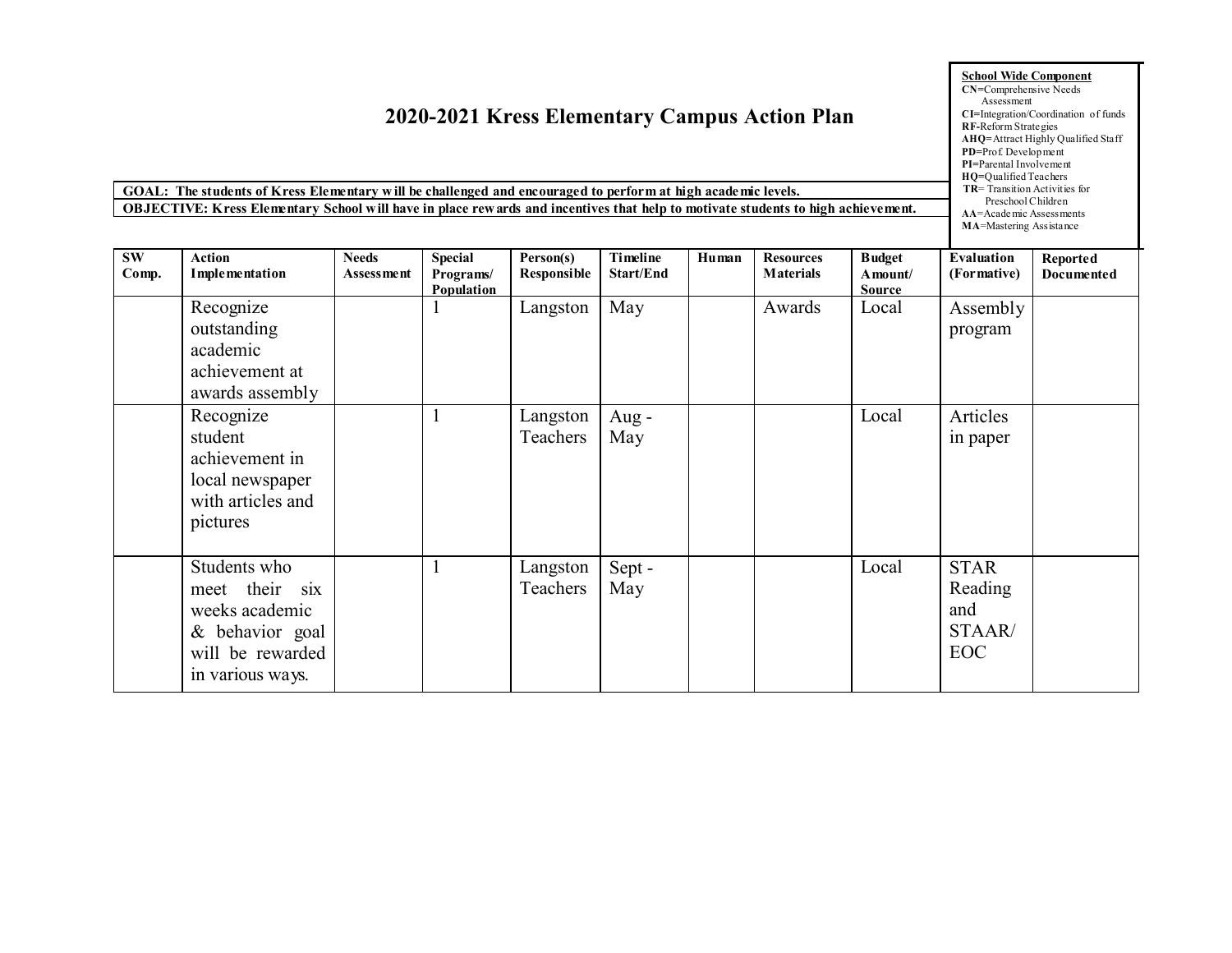# 2020-2021 Kress Elementary Campus Action Plan

**School Wide Component**
**CN**=Comprehensive Needs Assessment
**CI**=Integration/Coordination of funds
**RF**-Reform Strategies
**AHQ**=Attract Highly Qualified Staff
**PD**=Prof. Development
**PI**=Parental Involvement
**HQ**=Qualified Teachers
**TR**= Transition Activities for Preschool Children
**AA**=Academic Assessments
**MA**=Mastering Assistance

**GOAL: The students of Kress Elementary will be challenged and encouraged to perform at high academic levels.**

**OBJECTIVE: Kress Elementary School will have in place rewards and incentives that help to motivate students to high achievement.**

| SW Comp. | Action Implementation | Needs Assessment | Special Programs/ Population | Person(s) Responsible | Timeline Start/End | Human | Resources Materials | Budget Amount/ Source | Evaluation (Formative) | Reported Documented |
|---|---|---|---|---|---|---|---|---|---|---|
| | Recognize outstanding academic achievement at awards assembly | | 1 | Langston | May | | Awards | Local | Assembly program | |
| | Recognize student achievement in local newspaper with articles and pictures | | 1 | Langston Teachers | Aug - May | | | Local | Articles in paper | |
| | Students who meet their six weeks academic & behavior goal will be rewarded in various ways. | | 1 | Langston Teachers | Sept - May | | | Local | STAR Reading and STAAR/ EOC | |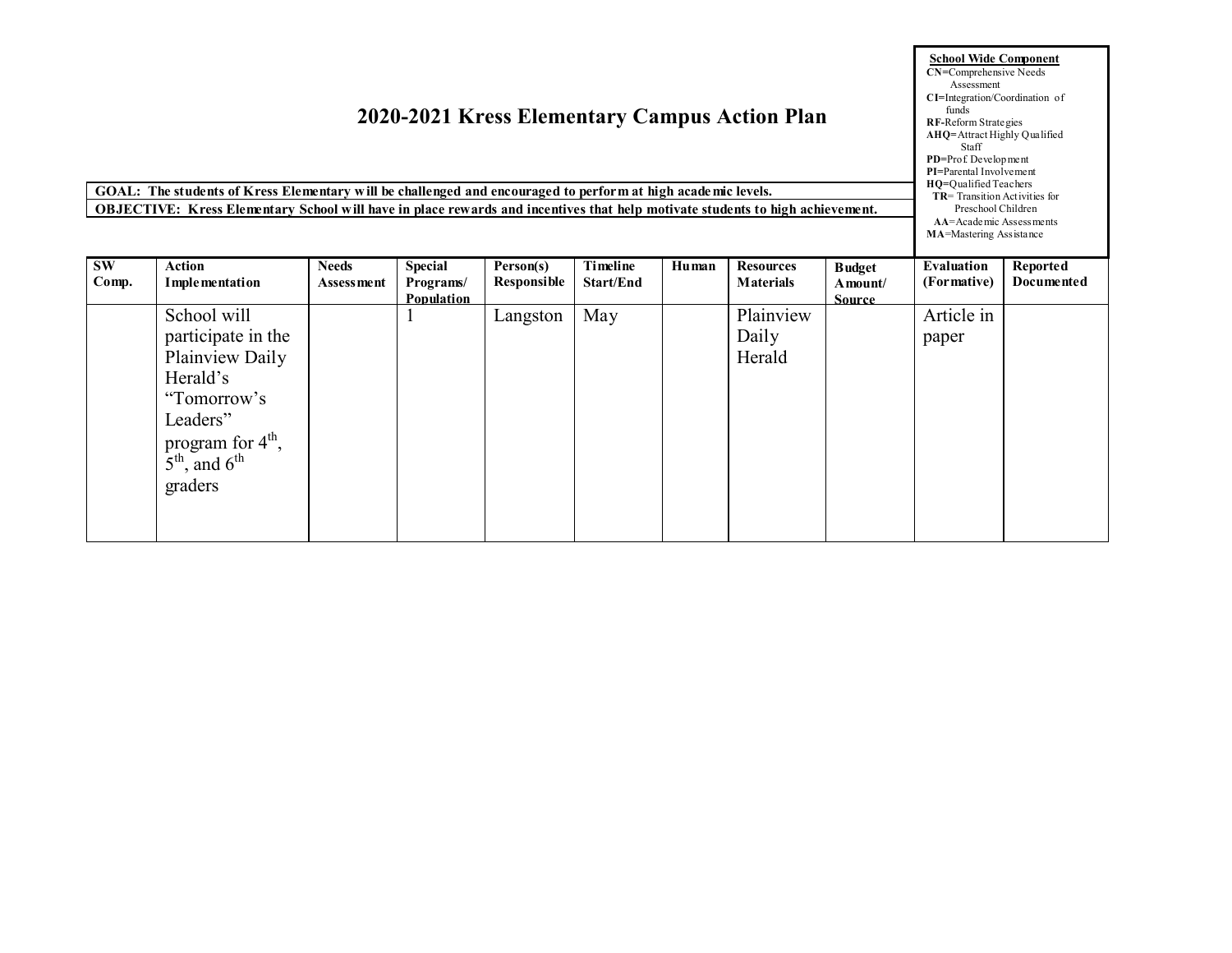# 2020-2021 Kress Elementary Campus Action Plan

**School Wide Component**
**CN**=Comprehensive Needs Assessment
**CI**=Integration/Coordination of funds
**RF**-Reform Strategies
**AHQ**=Attract Highly Qualified Staff
**PD**=Prof. Development
**PI**=Parental Involvement
**HQ**=Qualified Teachers
**TR**= Transition Activities for Preschool Children
**AA**=Academic Assessments
**MA**=Mastering Assistance

**GOAL: The students of Kress Elementary will be challenged and encouraged to perform at high academic levels.**

**OBJECTIVE: Kress Elementary School will have in place rewards and incentives that help motivate students to high achievement.**

| SW Comp. | Action Implementation | Needs Assessment | Special Programs/ Population | Person(s) Responsible | Timeline Start/End | Human | Resources Materials | Budget Amount/ Source | Evaluation (Formative) | Reported Documented |
|---|---|---|---|---|---|---|---|---|---|---|
| | School will participate in the Plainview Daily Herald's "Tomorrow's Leaders" program for 4th, 5th, and 6th graders | | 1 | Langston | May | | Plainview Daily Herald | | Article in paper | |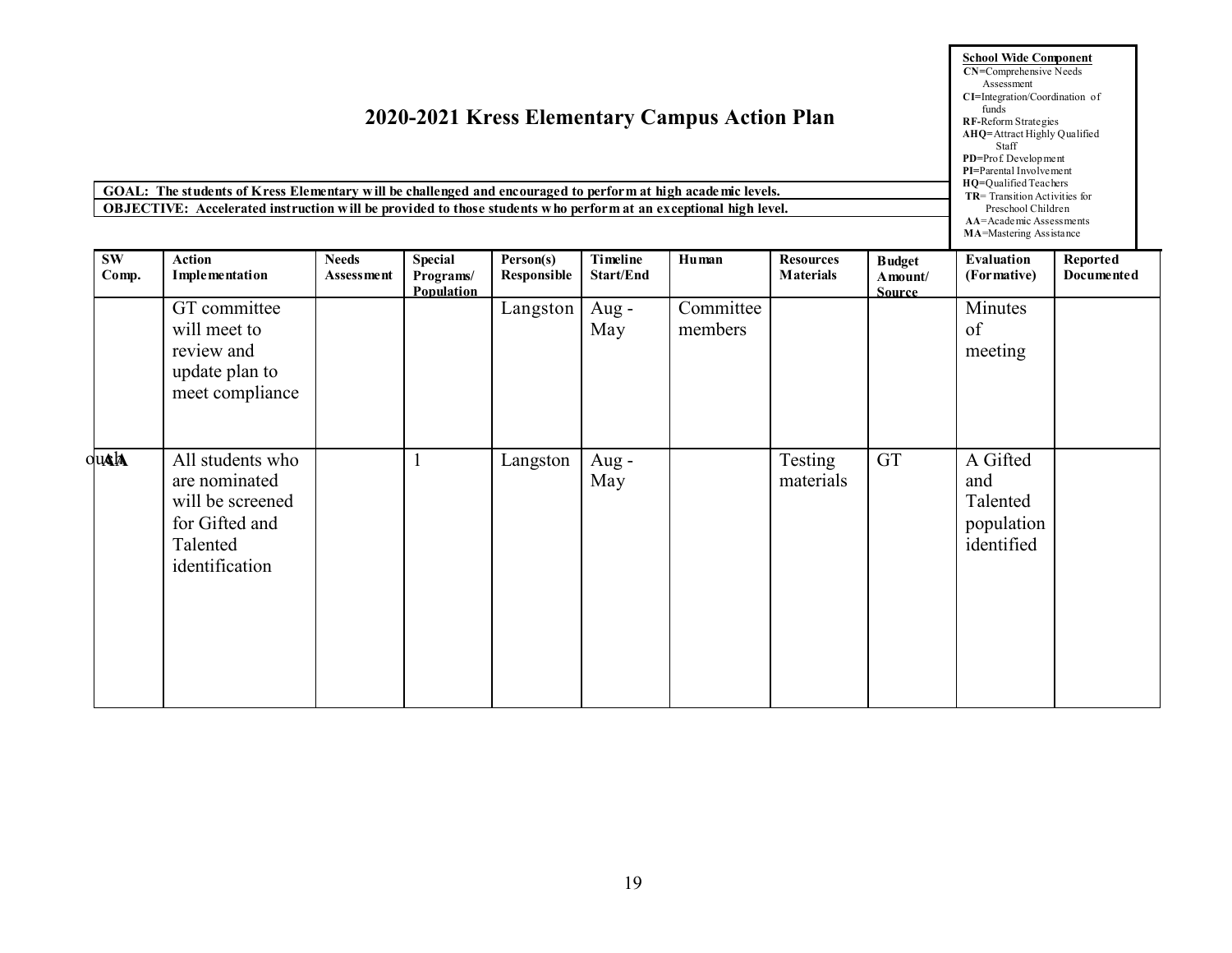# 2020-2021 Kress Elementary Campus Action Plan

**School Wide Component**
**CN**=Comprehensive Needs Assessment
**CI**=Integration/Coordination of funds
**RF**-Reform Strategies
**AHQ**=Attract Highly Qualified Staff
**PD**=Prof. Development
**PI**=Parental Involvement
**HQ**=Qualified Teachers
**TR**= Transition Activities for Preschool Children
**AA**=Academic Assessments
**MA**=Mastering Assistance

**GOAL: The students of Kress Elementary will be challenged and encouraged to perform at high academic levels.**
**OBJECTIVE: Accelerated instruction will be provided to those students who perform at an exceptional high level.**

| SW Comp. | Action Implementation | Needs Assessment | Special Programs/ Population | Person(s) Responsible | Timeline Start/End | Human | Resources Materials | Budget Amount/ Source | Evaluation (Formative) | Reported Documented |
|---|---|---|---|---|---|---|---|---|---|---|
| | GT committee will meet to review and update plan to meet compliance | | | Langston | Aug - May | Committee members | | | Minutes of meeting | |
| ouAA | All students who are nominated will be screened for Gifted and Talented identification | | 1 | Langston | Aug - May | | Testing materials | GT | A Gifted and Talented population identified | |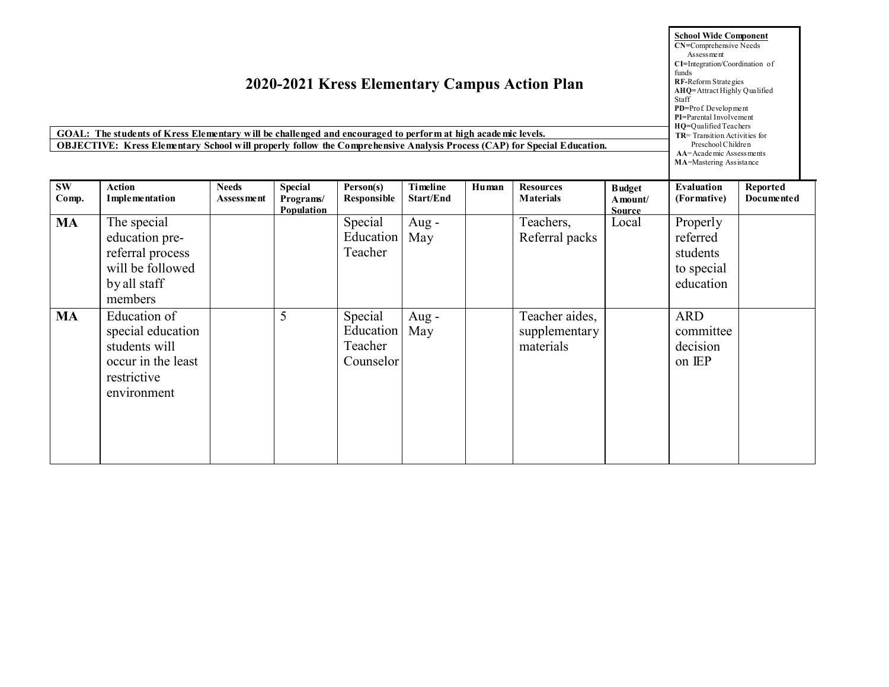# 2020-2021 Kress Elementary Campus Action Plan

**School Wide Component**
**CN**=Comprehensive Needs Assessment
**CI**=Integration/Coordination of funds
**RF**-Reform Strategies
**AHQ**=Attract Highly Qualified Staff
**PD**=Prof. Development
**PI**=Parental Involvement
**HQ**=Qualified Teachers
**TR**= Transition Activities for Preschool Children
**AA**=Academic Assessments
**MA**=Mastering Assistance

**GOAL: The students of Kress Elementary will be challenged and encouraged to perform at high academic levels.**

**OBJECTIVE: Kress Elementary School will properly follow the Comprehensive Analysis Process (CAP) for Special Education.**

| SW Comp. | Action Implementation | Needs Assessment | Special Programs/ Population | Person(s) Responsible | Timeline Start/End | Human | Resources Materials | Budget Amount/ Source | Evaluation (Formative) | Reported Documented |
|---|---|---|---|---|---|---|---|---|---|---|
| **MA** | The special education pre-referral process will be followed by all staff members | | | Special Education Teacher | Aug - May | | Teachers, Referral packs | Local | Properly referred students to special education | |
| **MA** | Education of special education students will occur in the least restrictive environment | | 5 | Special Education Teacher Counselor | Aug - May | | Teacher aides, supplementary materials | | ARD committee decision on IEP | |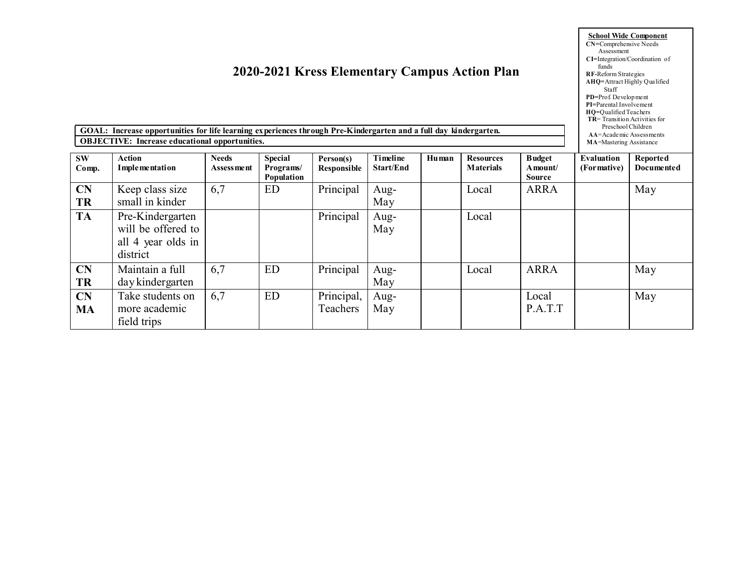# 2020-2021 Kress Elementary Campus Action Plan

**School Wide Component**
**CN**=Comprehensive Needs Assessment
**CI**=Integration/Coordination of funds
**RF**-Reform Strategies
**AHQ**=Attract Highly Qualified Staff
**PD**=Prof Development
**PI**=Parental Involvement
**HQ**=Qualified Teachers
**TR**= Transition Activities for Preschool Children
**AA**=Academic Assessments
**MA**=Mastering Assistance

**GOAL: Increase opportunities for life learning experiences through Pre-Kindergarten and a full day kindergarten.**
**OBJECTIVE: Increase educational opportunities.**

| SW Comp. | Action Implementation | Needs Assessment | Special Programs/ Population | Person(s) Responsible | Timeline Start/End | Human | Resources Materials | Budget Amount/ Source | Evaluation (Formative) | Reported Documented |
|---|---|---|---|---|---|---|---|---|---|---|
| **CN TR** | Keep class size small in kinder | 6,7 | ED | Principal | Aug-May | | Local | ARRA | | May |
| **TA** | Pre-Kindergarten will be offered to all 4 year olds in district | | | Principal | Aug-May | | Local | | | |
| **CN TR** | Maintain a full day kindergarten | 6,7 | ED | Principal | Aug-May | | Local | ARRA | | May |
| **CN MA** | Take students on more academic field trips | 6,7 | ED | Principal, Teachers | Aug-May | | | Local P.A.T.T | | May |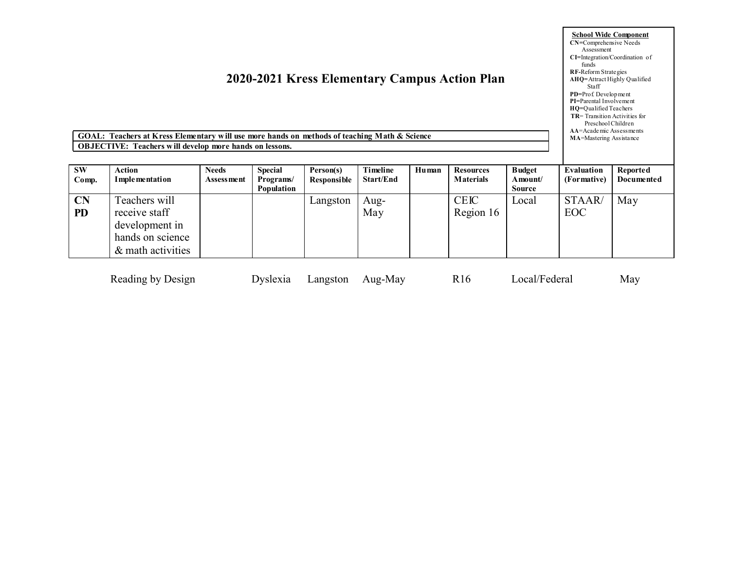# 2020-2021 Kress Elementary Campus Action Plan

**School Wide Component**
**CN**=Comprehensive Needs Assessment
**CI**=Integration/Coordination of funds
**RF**-Reform Strategies
**AHQ**=Attract Highly Qualified Staff
**PD**=Prof. Development
**PI**=Parental Involvement
**HQ**=Qualified Teachers
**TR**= Transition Activities for Preschool Children
**AA**=Academic Assessments
**MA**=Mastering Assistance

**GOAL: Teachers at Kress Elementary will use more hands on methods of teaching Math & Science**

**OBJECTIVE: Teachers will develop more hands on lessons.**

| SW Comp. | Action Implementation | Needs Assessment | Special Programs/ Population | Person(s) Responsible | Timeline Start/End | Human | Resources Materials | Budget Amount/ Source | Evaluation (Formative) | Reported Documented |
|---|---|---|---|---|---|---|---|---|---|---|
| **CN PD** | Teachers will receive staff development in hands on science & math activities | | | Langston | Aug-May | | CEIC Region 16 | Local | STAAR/ EOC | May |
| | Reading by Design | | Dyslexia | Langston | Aug-May | | R16 | Local/Federal | | May |